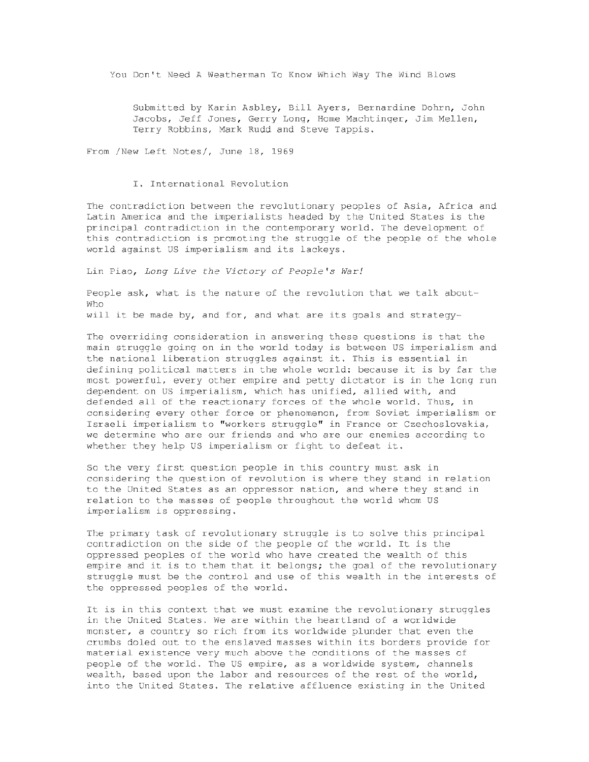# You Don't Need A Weatherman To Know Which Way The Wind Blows

Submitted by Karin Asbley, Bill Ayers, Bernardine Dohrn, John Jacobs, Jeff Jones, Gerry Long, Home Machtinger, Jim Mellen, Terry Robbins, Mark Rudd and Steve Tappis.

From /New Left Notes/, June 18, 1969

## I. International Revolution

The contradiction between the revolutionary peoples of Asia, Africa and Latin America and the imperialists headed by the United States is the principal contradiction in the contemporary world. The development of this contradiction is promoting the struggle of the people of the whole world against US imperialism and its lackeys.

Lin Piao, *Long Live the Victory of People's War!*

People ask, what is the nature of the revolution that we talk about- Who
will it be made by, and for, and what are its goals and strategy-

The overriding consideration in answering these questions is that the main struggle going on in the world today is between US imperialism and the national liberation struggles against it. This is essential in defining political matters in the whole world: because it is by far the most powerful, every other empire and petty dictator is in the long run dependent on US imperialism, which has unified, allied with, and defended all of the reactionary forces of the whole world. Thus, in considering every other force or phenomenon, from Soviet imperialism or Israeli imperialism to "workers struggle" in France or Czechoslovakia, we determine who are our friends and who are our enemies according to whether they help US imperialism or fight to defeat it.

So the very first question people in this country must ask in considering the question of revolution is where they stand in relation to the United States as an oppressor nation, and where they stand in relation to the masses of people throughout the world whom US imperialism is oppressing.

The primary task of revolutionary struggle is to solve this principal contradiction on the side of the people of the world. It is the oppressed peoples of the world who have created the wealth of this empire and it is to them that it belongs; the goal of the revolutionary struggle must be the control and use of this wealth in the interests of the oppressed peoples of the world.

It is in this context that we must examine the revolutionary struggles in the United States. We are within the heartland of a worldwide monster, a country so rich from its worldwide plunder that even the crumbs doled out to the enslaved masses within its borders provide for material existence very much above the conditions of the masses of people of the world. The US empire, as a worldwide system, channels wealth, based upon the labor and resources of the rest of the world, into the United States. The relative affluence existing in the United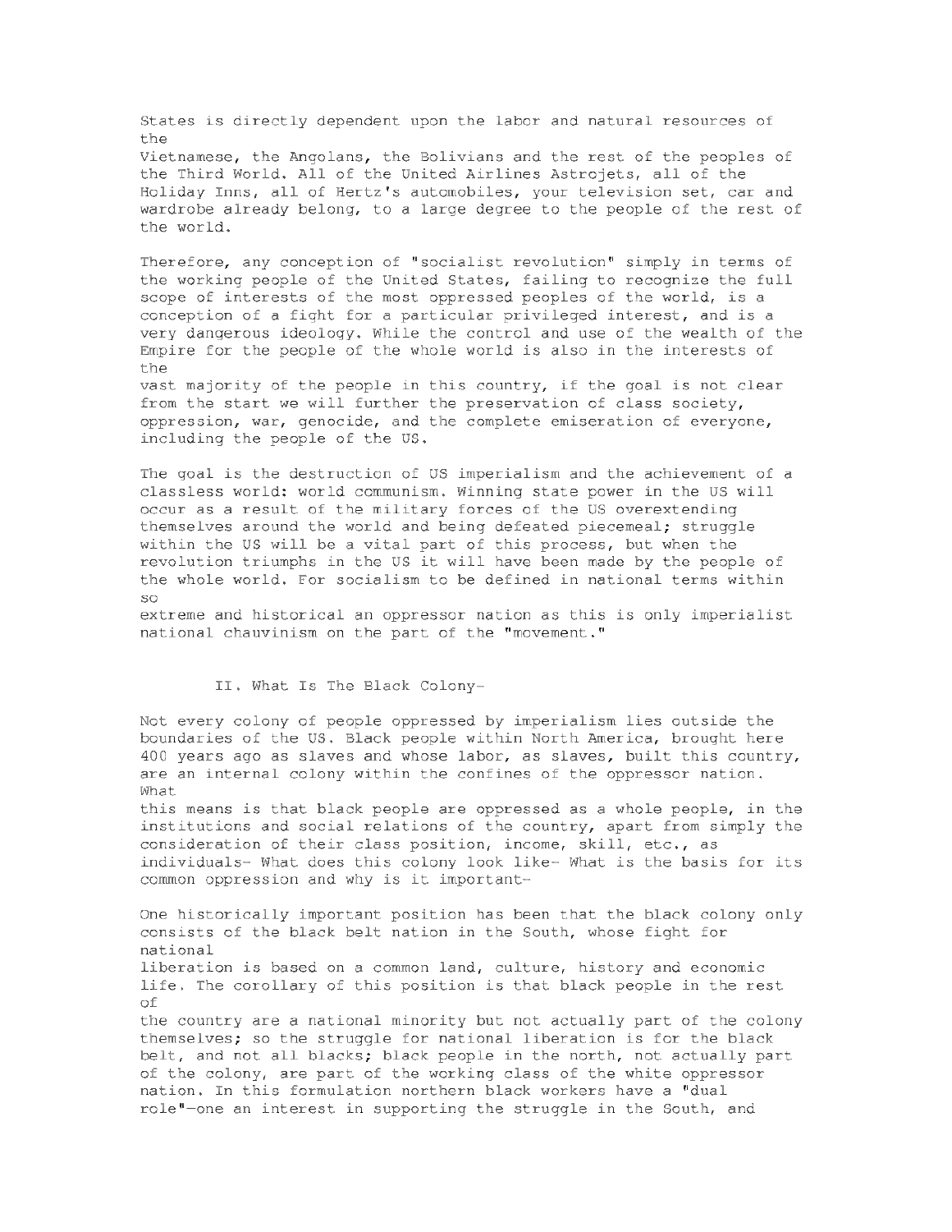States is directly dependent upon the labor and natural resources of the Vietnamese, the Angolans, the Bolivians and the rest of the peoples of the Third World. All of the United Airlines Astrojets, all of the Holiday Inns, all of Hertz's automobiles, your television set, car and wardrobe already belong, to a large degree to the people of the rest of the world.

Therefore, any conception of "socialist revolution" simply in terms of the working people of the United States, failing to recognize the full scope of interests of the most oppressed peoples of the world, is a conception of a fight for a particular privileged interest, and is a very dangerous ideology. While the control and use of the wealth of the Empire for the people of the whole world is also in the interests of the vast majority of the people in this country, if the goal is not clear from the start we will further the preservation of class society, oppression, war, genocide, and the complete emiseration of everyone, including the people of the US.

The goal is the destruction of US imperialism and the achievement of a classless world: world communism. Winning state power in the US will occur as a result of the military forces of the US overextending themselves around the world and being defeated piecemeal; struggle within the US will be a vital part of this process, but when the revolution triumphs in the US it will have been made by the people of the whole world. For socialism to be defined in national terms within so extreme and historical an oppressor nation as this is only imperialist national chauvinism on the part of the "movement."

## II. What Is The Black Colony-

Not every colony of people oppressed by imperialism lies outside the boundaries of the US. Black people within North America, brought here 400 years ago as slaves and whose labor, as slaves, built this country, are an internal colony within the confines of the oppressor nation. What this means is that black people are oppressed as a whole people, in the institutions and social relations of the country, apart from simply the consideration of their class position, income, skill, etc., as individuals- What does this colony look like- What is the basis for its common oppression and why is it important-

One historically important position has been that the black colony only consists of the black belt nation in the South, whose fight for national liberation is based on a common land, culture, history and economic life. The corollary of this position is that black people in the rest of the country are a national minority but not actually part of the colony themselves; so the struggle for national liberation is for the black belt, and not all blacks; black people in the north, not actually part of the colony, are part of the working class of the white oppressor nation. In this formulation northern black workers have a "dual role"—one an interest in supporting the struggle in the South, and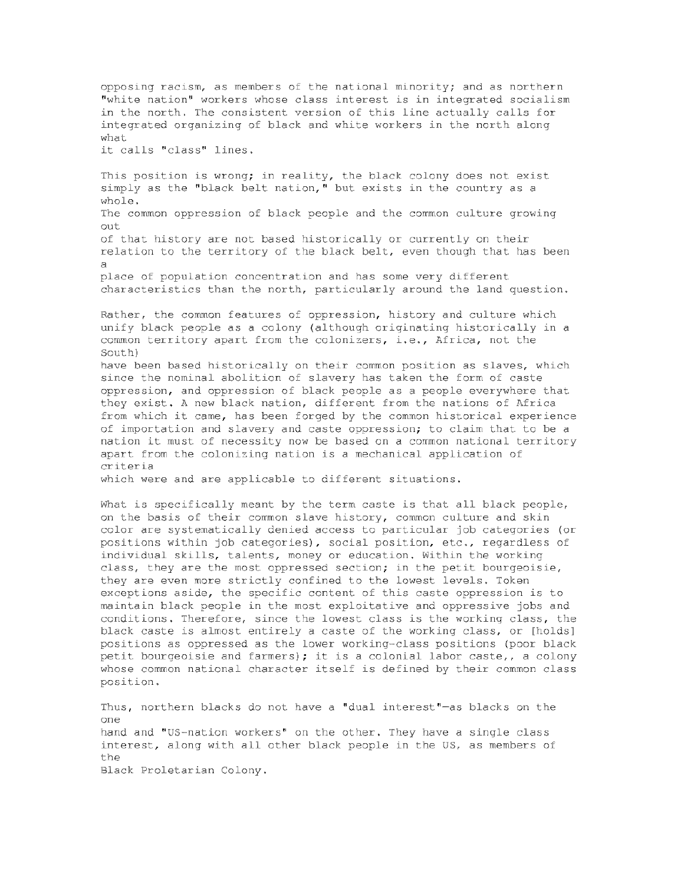opposing racism, as members of the national minority; and as northern "white nation" workers whose class interest is in integrated socialism in the north. The consistent version of this line actually calls for integrated organizing of black and white workers in the north along what it calls "class" lines.

This position is wrong; in reality, the black colony does not exist simply as the "black belt nation," but exists in the country as a whole. The common oppression of black people and the common culture growing out of that history are not based historically or currently on their relation to the territory of the black belt, even though that has been a place of population concentration and has some very different characteristics than the north, particularly around the land question.

Rather, the common features of oppression, history and culture which unify black people as a colony (although originating historically in a common territory apart from the colonizers, i.e., Africa, not the South) have been based historically on their common position as slaves, which since the nominal abolition of slavery has taken the form of caste oppression, and oppression of black people as a people everywhere that they exist. A new black nation, different from the nations of Africa from which it came, has been forged by the common historical experience of importation and slavery and caste oppression; to claim that to be a nation it must of necessity now be based on a common national territory apart from the colonizing nation is a mechanical application of criteria which were and are applicable to different situations.

What is specifically meant by the term caste is that all black people, on the basis of their common slave history, common culture and skin color are systematically denied access to particular job categories (or positions within job categories), social position, etc., regardless of individual skills, talents, money or education. Within the working class, they are the most oppressed section; in the petit bourgeoisie, they are even more strictly confined to the lowest levels. Token exceptions aside, the specific content of this caste oppression is to maintain black people in the most exploitative and oppressive jobs and conditions. Therefore, since the lowest class is the working class, the black caste is almost entirely a caste of the working class, or [holds] positions as oppressed as the lower working-class positions (poor black petit bourgeoisie and farmers); it is a colonial labor caste,, a colony whose common national character itself is defined by their common class position.

Thus, northern blacks do not have a "dual interest"—as blacks on the one hand and "US-nation workers" on the other. They have a single class interest, along with all other black people in the US, as members of the Black Proletarian Colony.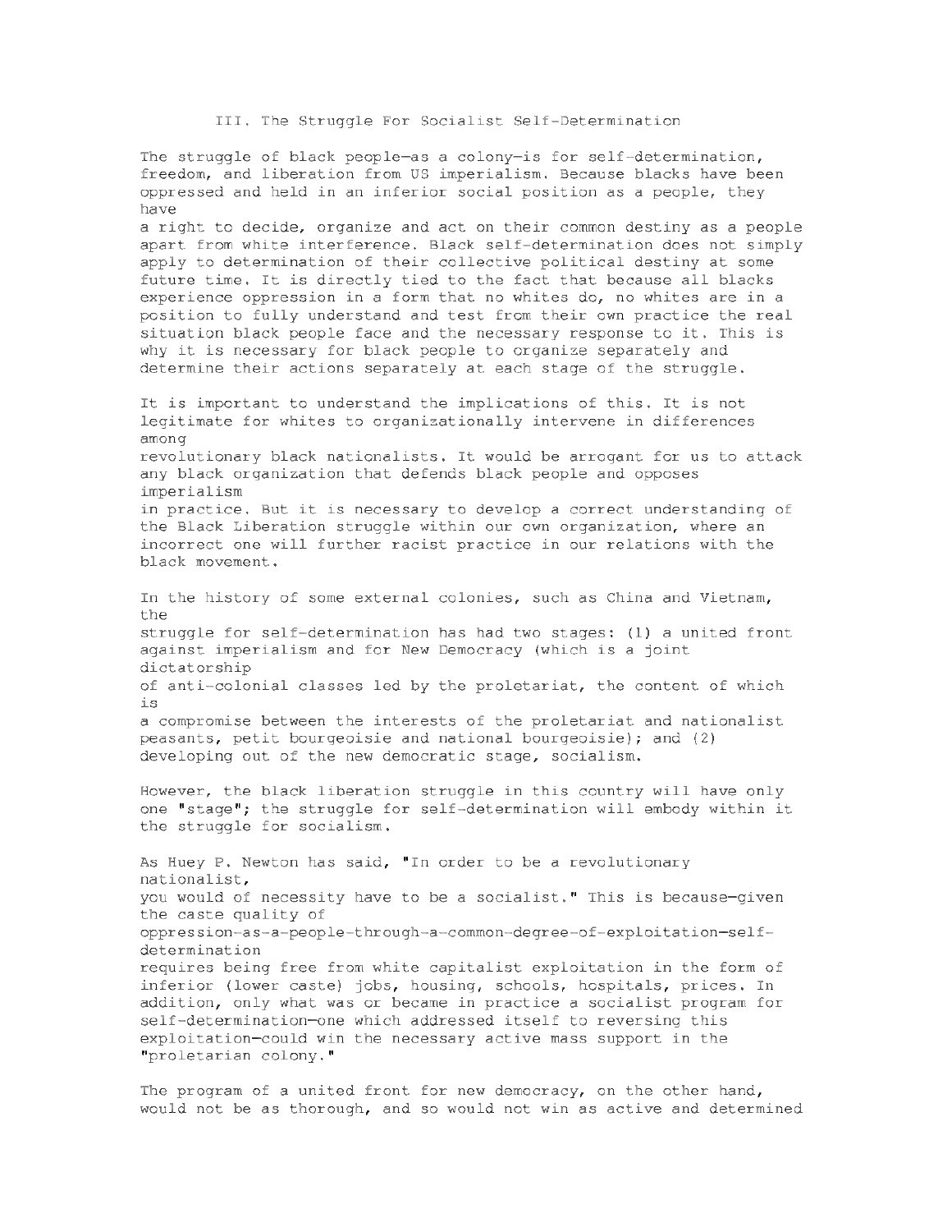## III. The Struggle For Socialist Self-Determination

The struggle of black people—as a colony—is for self-determination, freedom, and liberation from US imperialism. Because blacks have been oppressed and held in an inferior social position as a people, they have a right to decide, organize and act on their common destiny as a people apart from white interference. Black self-determination does not simply apply to determination of their collective political destiny at some future time. It is directly tied to the fact that because all blacks experience oppression in a form that no whites do, no whites are in a position to fully understand and test from their own practice the real situation black people face and the necessary response to it. This is why it is necessary for black people to organize separately and determine their actions separately at each stage of the struggle.

It is important to understand the implications of this. It is not legitimate for whites to organizationally intervene in differences among revolutionary black nationalists. It would be arrogant for us to attack any black organization that defends black people and opposes imperialism in practice. But it is necessary to develop a correct understanding of the Black Liberation struggle within our own organization, where an incorrect one will further racist practice in our relations with the black movement.

In the history of some external colonies, such as China and Vietnam, the struggle for self-determination has had two stages: (1) a united front against imperialism and for New Democracy (which is a joint dictatorship of anti-colonial classes led by the proletariat, the content of which is a compromise between the interests of the proletariat and nationalist peasants, petit bourgeoisie and national bourgeoisie); and (2) developing out of the new democratic stage, socialism.

However, the black liberation struggle in this country will have only one "stage"; the struggle for self-determination will embody within it the struggle for socialism.

As Huey P. Newton has said, "In order to be a revolutionary nationalist, you would of necessity have to be a socialist." This is because—given the caste quality of oppression-as-a-people-through-a-common-degree-of-exploitation—self-determination requires being free from white capitalist exploitation in the form of inferior (lower caste) jobs, housing, schools, hospitals, prices. In addition, only what was or became in practice a socialist program for self-determination—one which addressed itself to reversing this exploitation—could win the necessary active mass support in the "proletarian colony."

The program of a united front for new democracy, on the other hand, would not be as thorough, and so would not win as active and determined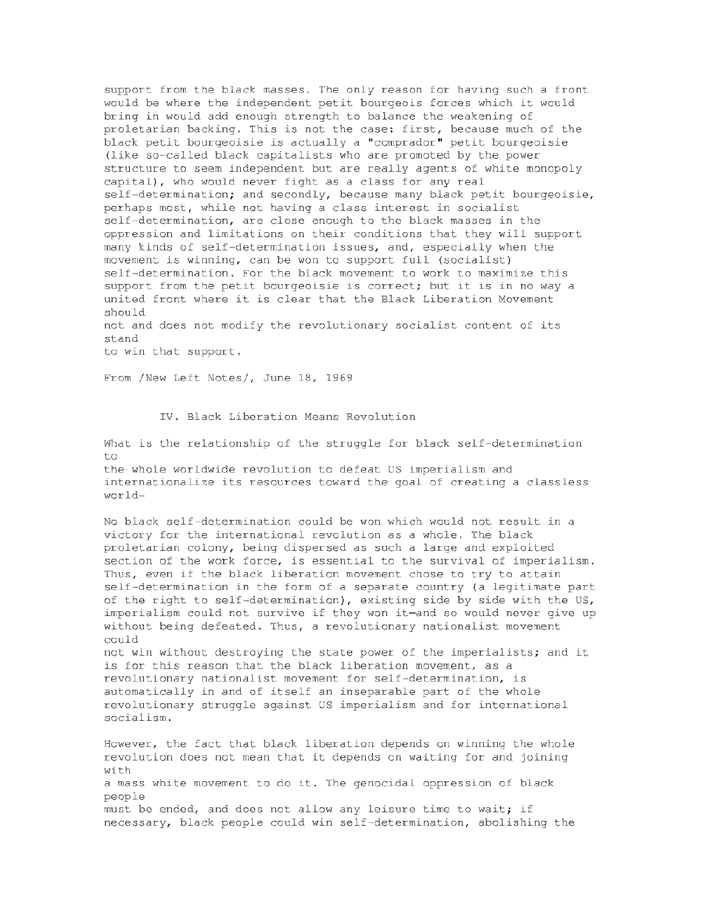support from the black masses. The only reason for having such a front would be where the independent petit bourgeois forces which it would bring in would add enough strength to balance the weakening of proletarian backing. This is not the case: first, because much of the black petit bourgeoisie is actually a "comprador" petit bourgeoisie (like so-called black capitalists who are promoted by the power structure to seem independent but are really agents of white monopoly capital), who would never fight as a class for any real self-determination; and secondly, because many black petit bourgeoisie, perhaps most, while not having a class interest in socialist self-determination, are close enough to the black masses in the oppression and limitations on their conditions that they will support many kinds of self-determination issues, and, especially when the movement is winning, can be won to support full (socialist) self-determination. For the black movement to work to maximize this support from the petit bourgeoisie is correct; but it is in no way a united front where it is clear that the Black Liberation Movement should not and does not modify the revolutionary socialist content of its stand to win that support.

From /New Left Notes/, June 18, 1969

## IV. Black Liberation Means Revolution

What is the relationship of the struggle for black self-determination to the whole worldwide revolution to defeat US imperialism and internationalize its resources toward the goal of creating a classless world—

No black self-determination could be won which would not result in a victory for the international revolution as a whole. The black proletarian colony, being dispersed as such a large and exploited section of the work force, is essential to the survival of imperialism. Thus, even if the black liberation movement chose to try to attain self-determination in the form of a separate country (a legitimate part of the right to self-determination), existing side by side with the US, imperialism could not survive if they won it—and so would never give up without being defeated. Thus, a revolutionary nationalist movement could not win without destroying the state power of the imperialists; and it is for this reason that the black liberation movement, as a revolutionary nationalist movement for self-determination, is automatically in and of itself an inseparable part of the whole revolutionary struggle against US imperialism and for international socialism.

However, the fact that black liberation depends on winning the whole revolution does not mean that it depends on waiting for and joining with a mass white movement to do it. The genocidal oppression of black people must be ended, and does not allow any leisure time to wait; if necessary, black people could win self-determination, abolishing the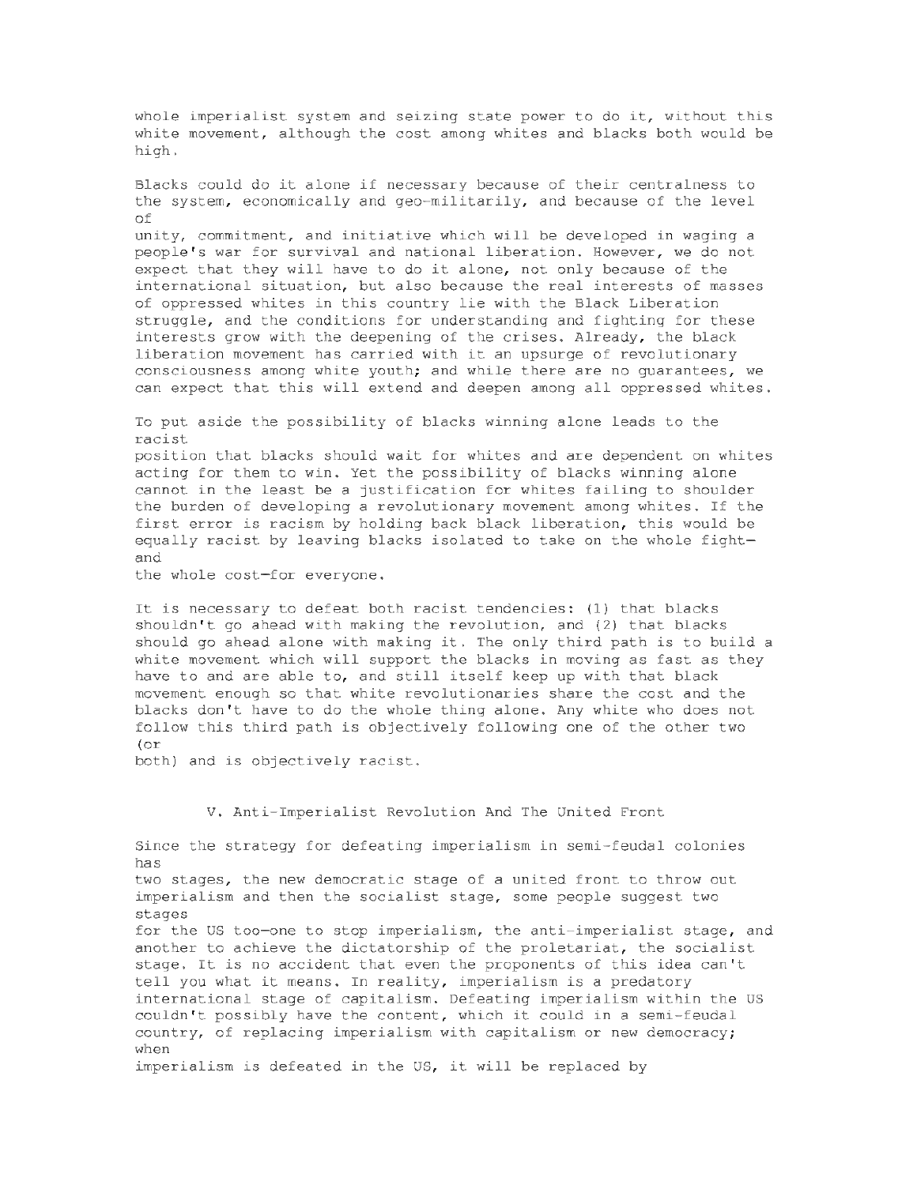whole imperialist system and seizing state power to do it, without this white movement, although the cost among whites and blacks both would be high.

Blacks could do it alone if necessary because of their centralness to the system, economically and geo-militarily, and because of the level of unity, commitment, and initiative which will be developed in waging a people's war for survival and national liberation. However, we do not expect that they will have to do it alone, not only because of the international situation, but also because the real interests of masses of oppressed whites in this country lie with the Black Liberation struggle, and the conditions for understanding and fighting for these interests grow with the deepening of the crises. Already, the black liberation movement has carried with it an upsurge of revolutionary consciousness among white youth; and while there are no guarantees, we can expect that this will extend and deepen among all oppressed whites.

To put aside the possibility of blacks winning alone leads to the racist position that blacks should wait for whites and are dependent on whites acting for them to win. Yet the possibility of blacks winning alone cannot in the least be a justification for whites failing to shoulder the burden of developing a revolutionary movement among whites. If the first error is racism by holding back black liberation, this would be equally racist by leaving blacks isolated to take on the whole fight—and the whole cost—for everyone.

It is necessary to defeat both racist tendencies: (1) that blacks shouldn't go ahead with making the revolution, and (2) that blacks should go ahead alone with making it. The only third path is to build a white movement which will support the blacks in moving as fast as they have to and are able to, and still itself keep up with that black movement enough so that white revolutionaries share the cost and the blacks don't have to do the whole thing alone. Any white who does not follow this third path is objectively following one of the other two (or both) and is objectively racist.

## V. Anti-Imperialist Revolution And The United Front

Since the strategy for defeating imperialism in semi-feudal colonies has two stages, the new democratic stage of a united front to throw out imperialism and then the socialist stage, some people suggest two stages for the US too—one to stop imperialism, the anti-imperialist stage, and another to achieve the dictatorship of the proletariat, the socialist stage. It is no accident that even the proponents of this idea can't tell you what it means. In reality, imperialism is a predatory international stage of capitalism. Defeating imperialism within the US couldn't possibly have the content, which it could in a semi-feudal country, of replacing imperialism with capitalism or new democracy; when imperialism is defeated in the US, it will be replaced by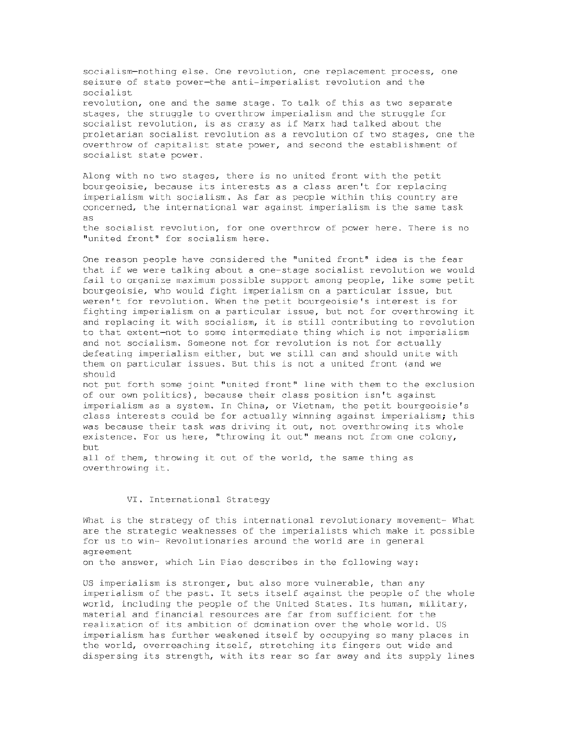socialism—nothing else. One revolution, one replacement process, one seizure of state power—the anti-imperialist revolution and the socialist revolution, one and the same stage. To talk of this as two separate stages, the struggle to overthrow imperialism and the struggle for socialist revolution, is as crazy as if Marx had talked about the proletarian socialist revolution as a revolution of two stages, one the overthrow of capitalist state power, and second the establishment of socialist state power.

Along with no two stages, there is no united front with the petit bourgeoisie, because its interests as a class aren't for replacing imperialism with socialism. As far as people within this country are concerned, the international war against imperialism is the same task as the socialist revolution, for one overthrow of power here. There is no "united front" for socialism here.

One reason people have considered the "united front" idea is the fear that if we were talking about a one-stage socialist revolution we would fail to organize maximum possible support among people, like some petit bourgeoisie, who would fight imperialism on a particular issue, but weren't for revolution. When the petit bourgeoisie's interest is for fighting imperialism on a particular issue, but not for overthrowing it and replacing it with socialism, it is still contributing to revolution to that extent—not to some intermediate thing which is not imperialism and not socialism. Someone not for revolution is not for actually defeating imperialism either, but we still can and should unite with them on particular issues. But this is not a united front (and we should not put forth some joint "united front" line with them to the exclusion of our own politics), because their class position isn't against imperialism as a system. In China, or Vietnam, the petit bourgeoisie's class interests could be for actually winning against imperialism; this was because their task was driving it out, not overthrowing its whole existence. For us here, "throwing it out" means not from one colony, but all of them, throwing it out of the world, the same thing as overthrowing it.

## VI. International Strategy

What is the strategy of this international revolutionary movement- What are the strategic weaknesses of the imperialists which make it possible for us to win- Revolutionaries around the world are in general agreement on the answer, which Lin Piao describes in the following way:

US imperialism is stronger, but also more vulnerable, than any imperialism of the past. It sets itself against the people of the whole world, including the people of the United States. Its human, military, material and financial resources are far from sufficient for the realization of its ambition of domination over the whole world. US imperialism has further weakened itself by occupying so many places in the world, overreaching itself, stretching its fingers out wide and dispersing its strength, with its rear so far away and its supply lines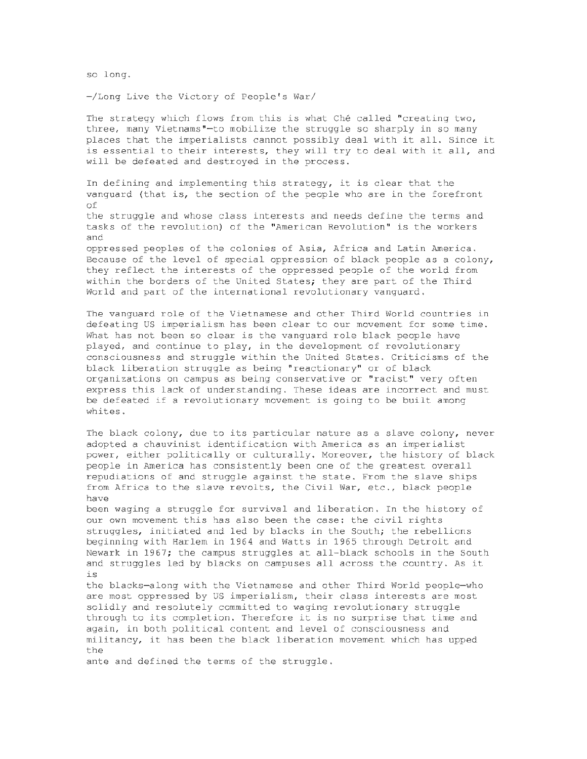so long.

—/Long Live the Victory of People's War/

The strategy which flows from this is what Ché called "creating two, three, many Vietnams"—to mobilize the struggle so sharply in so many places that the imperialists cannot possibly deal with it all. Since it is essential to their interests, they will try to deal with it all, and will be defeated and destroyed in the process.

In defining and implementing this strategy, it is clear that the vanguard (that is, the section of the people who are in the forefront of the struggle and whose class interests and needs define the terms and tasks of the revolution) of the "American Revolution" is the workers and oppressed peoples of the colonies of Asia, Africa and Latin America. Because of the level of special oppression of black people as a colony, they reflect the interests of the oppressed people of the world from within the borders of the United States; they are part of the Third World and part of the international revolutionary vanguard.

The vanguard role of the Vietnamese and other Third World countries in defeating US imperialism has been clear to our movement for some time. What has not been so clear is the vanguard role black people have played, and continue to play, in the development of revolutionary consciousness and struggle within the United States. Criticisms of the black liberation struggle as being "reactionary" or of black organizations on campus as being conservative or "racist" very often express this lack of understanding. These ideas are incorrect and must be defeated if a revolutionary movement is going to be built among whites.

The black colony, due to its particular nature as a slave colony, never adopted a chauvinist identification with America as an imperialist power, either politically or culturally. Moreover, the history of black people in America has consistently been one of the greatest overall repudiations of and struggle against the state. From the slave ships from Africa to the slave revolts, the Civil War, etc., black people have been waging a struggle for survival and liberation. In the history of our own movement this has also been the case: the civil rights struggles, initiated and led by blacks in the South; the rebellions beginning with Harlem in 1964 and Watts in 1965 through Detroit and Newark in 1967; the campus struggles at all-black schools in the South and struggles led by blacks on campuses all across the country. As it is the blacks—along with the Vietnamese and other Third World people—who are most oppressed by US imperialism, their class interests are most solidly and resolutely committed to waging revolutionary struggle through to its completion. Therefore it is no surprise that time and again, in both political content and level of consciousness and militancy, it has been the black liberation movement which has upped the ante and defined the terms of the struggle.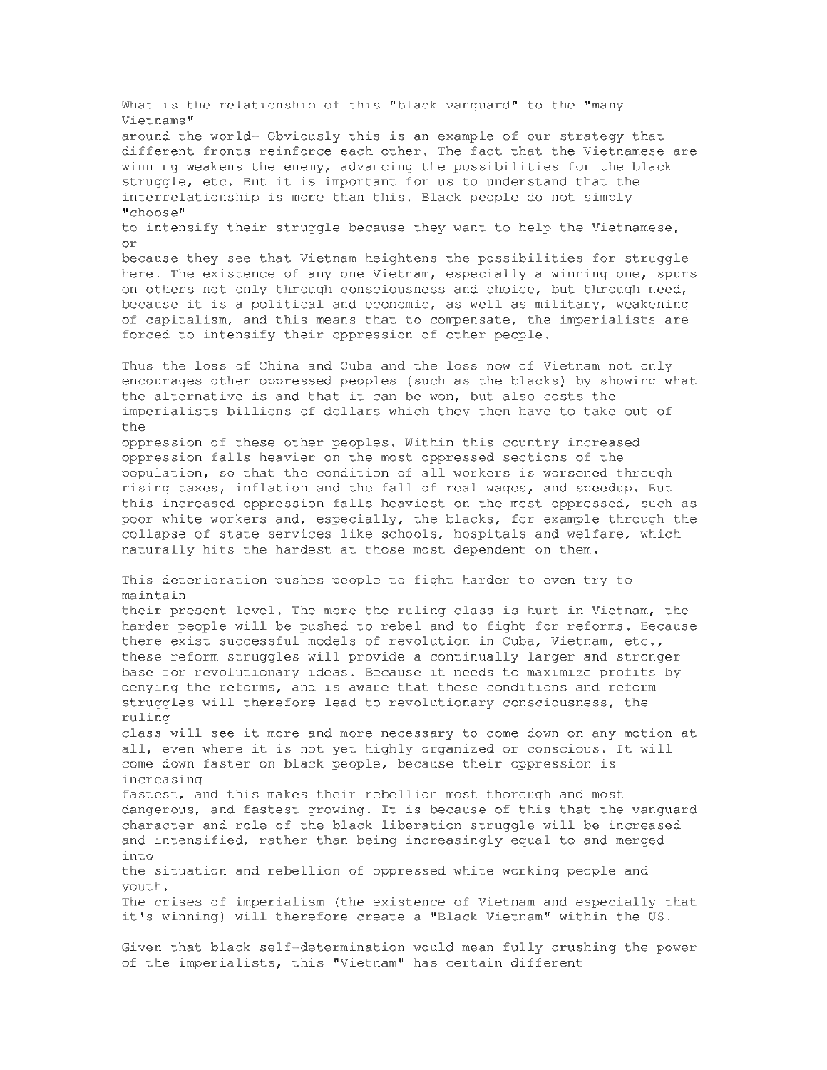What is the relationship of this "black vanguard" to the "many Vietnams" around the world- Obviously this is an example of our strategy that different fronts reinforce each other. The fact that the Vietnamese are winning weakens the enemy, advancing the possibilities for the black struggle, etc. But it is important for us to understand that the interrelationship is more than this. Black people do not simply "choose" to intensify their struggle because they want to help the Vietnamese, or because they see that Vietnam heightens the possibilities for struggle here. The existence of any one Vietnam, especially a winning one, spurs on others not only through consciousness and choice, but through need, because it is a political and economic, as well as military, weakening of capitalism, and this means that to compensate, the imperialists are forced to intensify their oppression of other people.

Thus the loss of China and Cuba and the loss now of Vietnam not only encourages other oppressed peoples (such as the blacks) by showing what the alternative is and that it can be won, but also costs the imperialists billions of dollars which they then have to take out of the oppression of these other peoples. Within this country increased oppression falls heavier on the most oppressed sections of the population, so that the condition of all workers is worsened through rising taxes, inflation and the fall of real wages, and speedup. But this increased oppression falls heaviest on the most oppressed, such as poor white workers and, especially, the blacks, for example through the collapse of state services like schools, hospitals and welfare, which naturally hits the hardest at those most dependent on them.

This deterioration pushes people to fight harder to even try to maintain their present level. The more the ruling class is hurt in Vietnam, the harder people will be pushed to rebel and to fight for reforms. Because there exist successful models of revolution in Cuba, Vietnam, etc., these reform struggles will provide a continually larger and stronger base for revolutionary ideas. Because it needs to maximize profits by denying the reforms, and is aware that these conditions and reform struggles will therefore lead to revolutionary consciousness, the ruling class will see it more and more necessary to come down on any motion at all, even where it is not yet highly organized or conscious. It will come down faster on black people, because their oppression is increasing fastest, and this makes their rebellion most thorough and most dangerous, and fastest growing. It is because of this that the vanguard character and role of the black liberation struggle will be increased and intensified, rather than being increasingly equal to and merged into the situation and rebellion of oppressed white working people and youth.
The crises of imperialism (the existence of Vietnam and especially that it's winning) will therefore create a "Black Vietnam" within the US.

Given that black self-determination would mean fully crushing the power of the imperialists, this "Vietnam" has certain different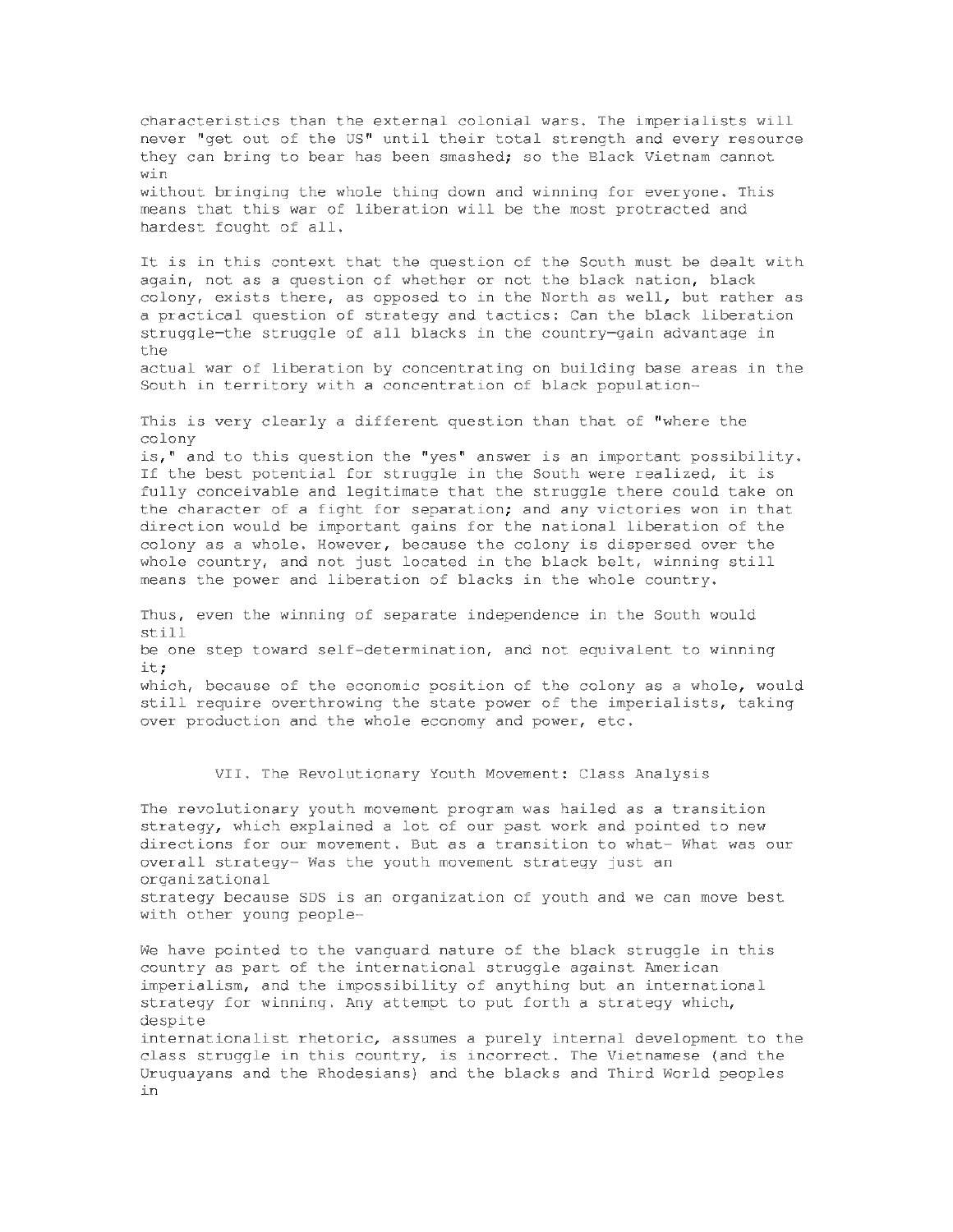characteristics than the external colonial wars. The imperialists will never "get out of the US" until their total strength and every resource they can bring to bear has been smashed; so the Black Vietnam cannot win without bringing the whole thing down and winning for everyone. This means that this war of liberation will be the most protracted and hardest fought of all.

It is in this context that the question of the South must be dealt with again, not as a question of whether or not the black nation, black colony, exists there, as opposed to in the North as well, but rather as a practical question of strategy and tactics: Can the black liberation struggle—the struggle of all blacks in the country—gain advantage in the actual war of liberation by concentrating on building base areas in the South in territory with a concentration of black population-

This is very clearly a different question than that of "where the colony is," and to this question the "yes" answer is an important possibility. If the best potential for struggle in the South were realized, it is fully conceivable and legitimate that the struggle there could take on the character of a fight for separation; and any victories won in that direction would be important gains for the national liberation of the colony as a whole. However, because the colony is dispersed over the whole country, and not just located in the black belt, winning still means the power and liberation of blacks in the whole country.

Thus, even the winning of separate independence in the South would still be one step toward self-determination, and not equivalent to winning it; which, because of the economic position of the colony as a whole, would still require overthrowing the state power of the imperialists, taking over production and the whole economy and power, etc.

## VII. The Revolutionary Youth Movement: Class Analysis

The revolutionary youth movement program was hailed as a transition strategy, which explained a lot of our past work and pointed to new directions for our movement. But as a transition to what- What was our overall strategy- Was the youth movement strategy just an organizational strategy because SDS is an organization of youth and we can move best with other young people-

We have pointed to the vanguard nature of the black struggle in this country as part of the international struggle against American imperialism, and the impossibility of anything but an international strategy for winning. Any attempt to put forth a strategy which, despite internationalist rhetoric, assumes a purely internal development to the class struggle in this country, is incorrect. The Vietnamese (and the Uruguayans and the Rhodesians) and the blacks and Third World peoples in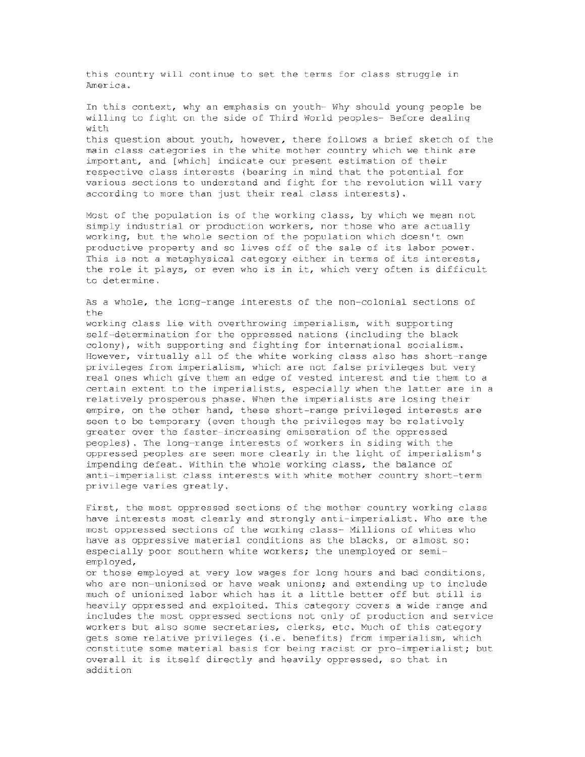this country will continue to set the terms for class struggle in America.

In this context, why an emphasis on youth- Why should young people be willing to fight on the side of Third World peoples- Before dealing with this question about youth, however, there follows a brief sketch of the main class categories in the white mother country which we think are important, and [which] indicate our present estimation of their respective class interests (bearing in mind that the potential for various sections to understand and fight for the revolution will vary according to more than just their real class interests).

Most of the population is of the working class, by which we mean not simply industrial or production workers, nor those who are actually working, but the whole section of the population which doesn't own productive property and so lives off of the sale of its labor power. This is not a metaphysical category either in terms of its interests, the role it plays, or even who is in it, which very often is difficult to determine.

As a whole, the long-range interests of the non-colonial sections of the working class lie with overthrowing imperialism, with supporting self-determination for the oppressed nations (including the black colony), with supporting and fighting for international socialism. However, virtually all of the white working class also has short-range privileges from imperialism, which are not false privileges but very real ones which give them an edge of vested interest and tie them to a certain extent to the imperialists, especially when the latter are in a relatively prosperous phase. When the imperialists are losing their empire, on the other hand, these short-range privileged interests are seen to be temporary (even though the privileges may be relatively greater over the faster-increasing emiseration of the oppressed peoples). The long-range interests of workers in siding with the oppressed peoples are seen more clearly in the light of imperialism's impending defeat. Within the whole working class, the balance of anti-imperialist class interests with white mother country short-term privilege varies greatly.

First, the most oppressed sections of the mother country working class have interests most clearly and strongly anti-imperialist. Who are the most oppressed sections of the working class- Millions of whites who have as oppressive material conditions as the blacks, or almost so: especially poor southern white workers; the unemployed or semi-employed, or those employed at very low wages for long hours and bad conditions, who are non-unionized or have weak unions; and extending up to include much of unionized labor which has it a little better off but still is heavily oppressed and exploited. This category covers a wide range and includes the most oppressed sections not only of production and service workers but also some secretaries, clerks, etc. Much of this category gets some relative privileges (i.e. benefits) from imperialism, which constitute some material basis for being racist or pro-imperialist; but overall it is itself directly and heavily oppressed, so that in addition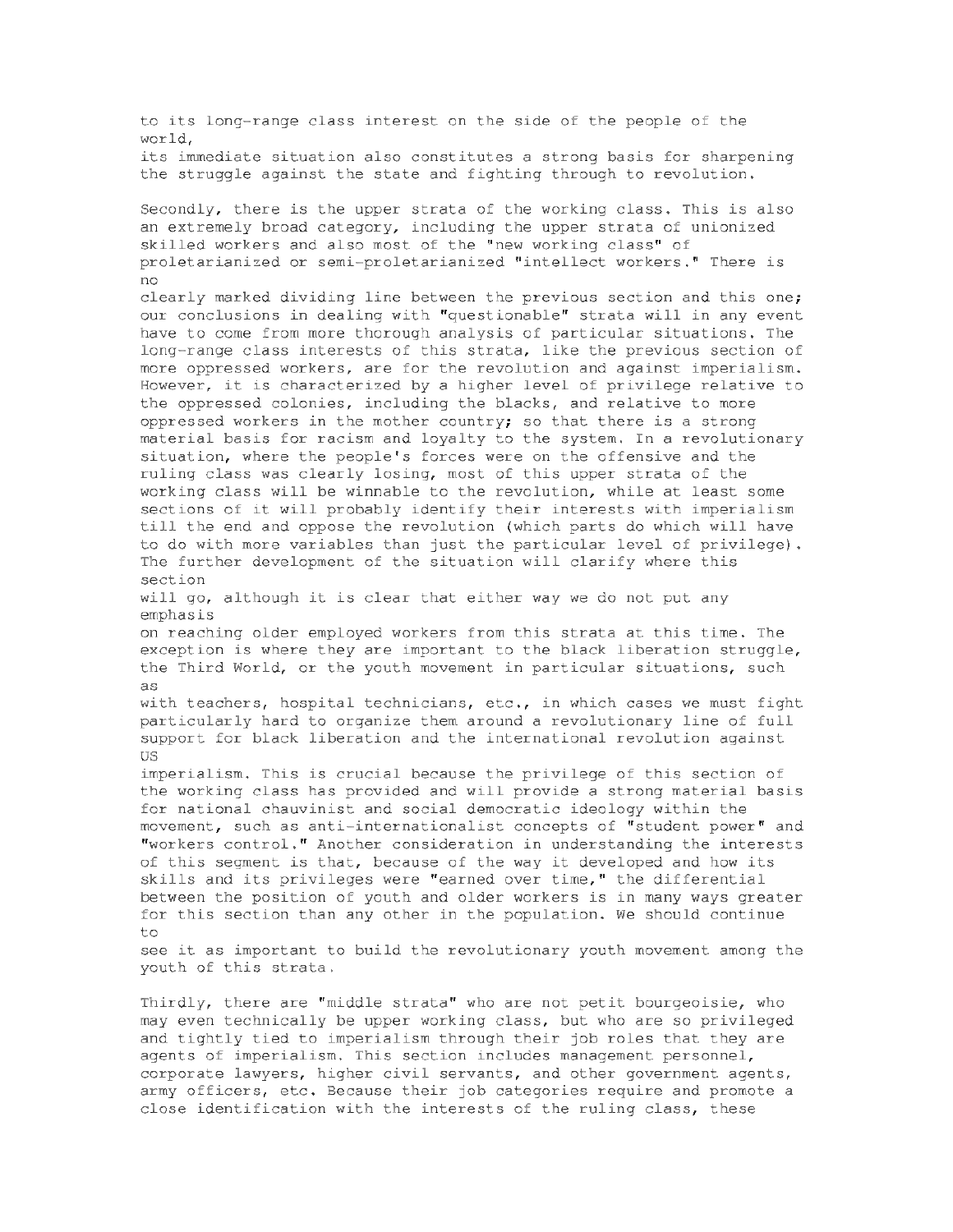to its long-range class interest on the side of the people of the world,
its immediate situation also constitutes a strong basis for sharpening the struggle against the state and fighting through to revolution.

Secondly, there is the upper strata of the working class. This is also an extremely broad category, including the upper strata of unionized skilled workers and also most of the "new working class" of proletarianized or semi-proletarianized "intellect workers." There is no clearly marked dividing line between the previous section and this one; our conclusions in dealing with "questionable" strata will in any event have to come from more thorough analysis of particular situations. The long-range class interests of this strata, like the previous section of more oppressed workers, are for the revolution and against imperialism. However, it is characterized by a higher level of privilege relative to the oppressed colonies, including the blacks, and relative to more oppressed workers in the mother country; so that there is a strong material basis for racism and loyalty to the system. In a revolutionary situation, where the people's forces were on the offensive and the ruling class was clearly losing, most of this upper strata of the working class will be winnable to the revolution, while at least some sections of it will probably identify their interests with imperialism till the end and oppose the revolution (which parts do which will have to do with more variables than just the particular level of privilege). The further development of the situation will clarify where this section will go, although it is clear that either way we do not put any emphasis on reaching older employed workers from this strata at this time. The exception is where they are important to the black liberation struggle, the Third World, or the youth movement in particular situations, such as with teachers, hospital technicians, etc., in which cases we must fight particularly hard to organize them around a revolutionary line of full support for black liberation and the international revolution against US imperialism. This is crucial because the privilege of this section of the working class has provided and will provide a strong material basis for national chauvinist and social democratic ideology within the movement, such as anti-internationalist concepts of "student power" and "workers control." Another consideration in understanding the interests of this segment is that, because of the way it developed and how its skills and its privileges were "earned over time," the differential between the position of youth and older workers is in many ways greater for this section than any other in the population. We should continue to see it as important to build the revolutionary youth movement among the youth of this strata.

Thirdly, there are "middle strata" who are not petit bourgeoisie, who may even technically be upper working class, but who are so privileged and tightly tied to imperialism through their job roles that they are agents of imperialism. This section includes management personnel, corporate lawyers, higher civil servants, and other government agents, army officers, etc. Because their job categories require and promote a close identification with the interests of the ruling class, these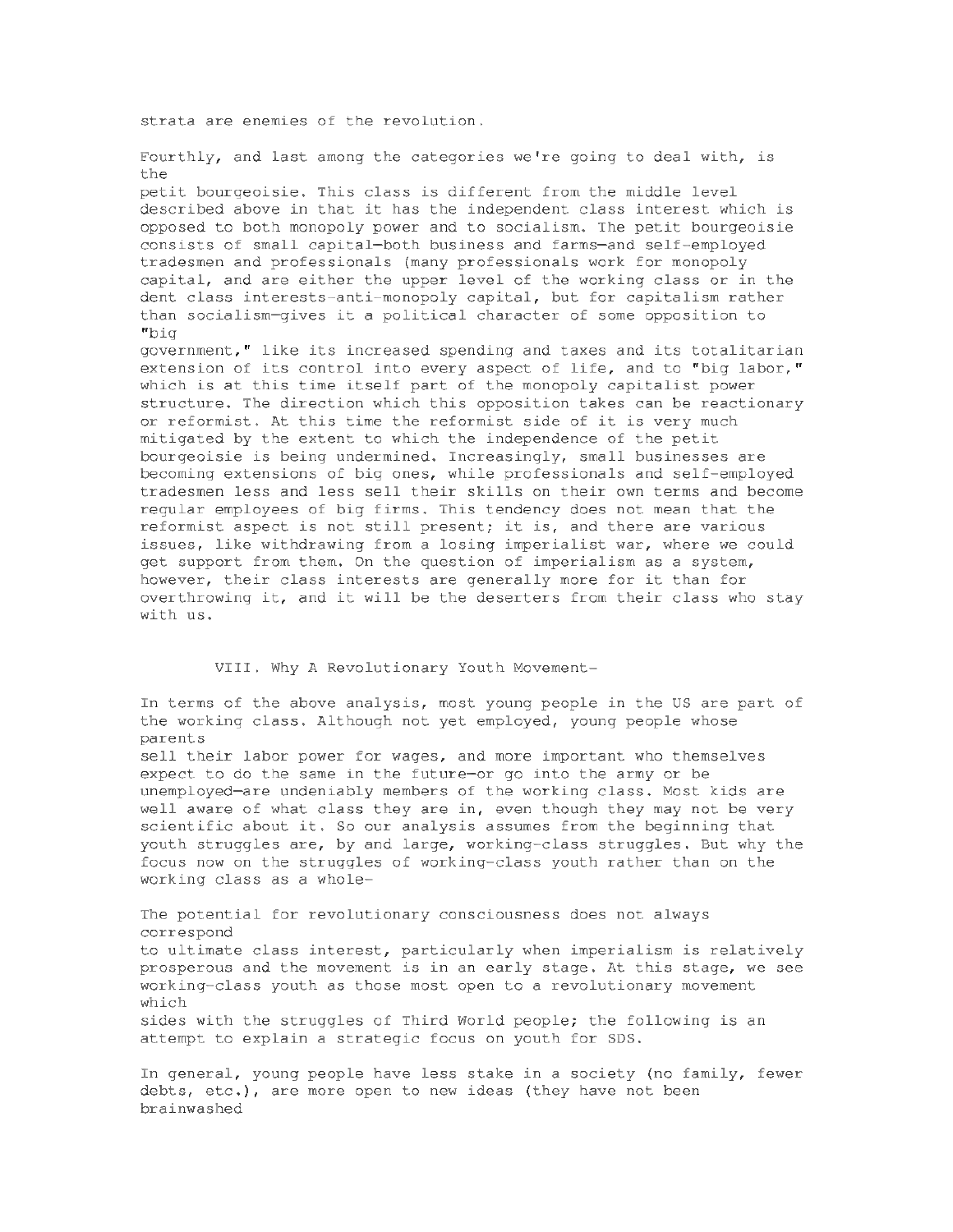strata are enemies of the revolution.

Fourthly, and last among the categories we're going to deal with, is the petit bourgeoisie. This class is different from the middle level described above in that it has the independent class interest which is opposed to both monopoly power and to socialism. The petit bourgeoisie consists of small capital—both business and farms—and self-employed tradesmen and professionals (many professionals work for monopoly capital, and are either the upper level of the working class or in the dent class interests-anti-monopoly capital, but for capitalism rather than socialism—gives it a political character of some opposition to "big government," like its increased spending and taxes and its totalitarian extension of its control into every aspect of life, and to "big labor," which is at this time itself part of the monopoly capitalist power structure. The direction which this opposition takes can be reactionary or reformist. At this time the reformist side of it is very much mitigated by the extent to which the independence of the petit bourgeoisie is being undermined. Increasingly, small businesses are becoming extensions of big ones, while professionals and self-employed tradesmen less and less sell their skills on their own terms and become regular employees of big firms. This tendency does not mean that the reformist aspect is not still present; it is, and there are various issues, like withdrawing from a losing imperialist war, where we could get support from them. On the question of imperialism as a system, however, their class interests are generally more for it than for overthrowing it, and it will be the deserters from their class who stay with us.

## VIII. Why A Revolutionary Youth Movement-

In terms of the above analysis, most young people in the US are part of the working class. Although not yet employed, young people whose parents sell their labor power for wages, and more important who themselves expect to do the same in the future—or go into the army or be unemployed—are undeniably members of the working class. Most kids are well aware of what class they are in, even though they may not be very scientific about it. So our analysis assumes from the beginning that youth struggles are, by and large, working-class struggles. But why the focus now on the struggles of working-class youth rather than on the working class as a whole-

The potential for revolutionary consciousness does not always correspond to ultimate class interest, particularly when imperialism is relatively prosperous and the movement is in an early stage. At this stage, we see working-class youth as those most open to a revolutionary movement which sides with the struggles of Third World people; the following is an attempt to explain a strategic focus on youth for SDS.

In general, young people have less stake in a society (no family, fewer debts, etc.), are more open to new ideas (they have not been brainwashed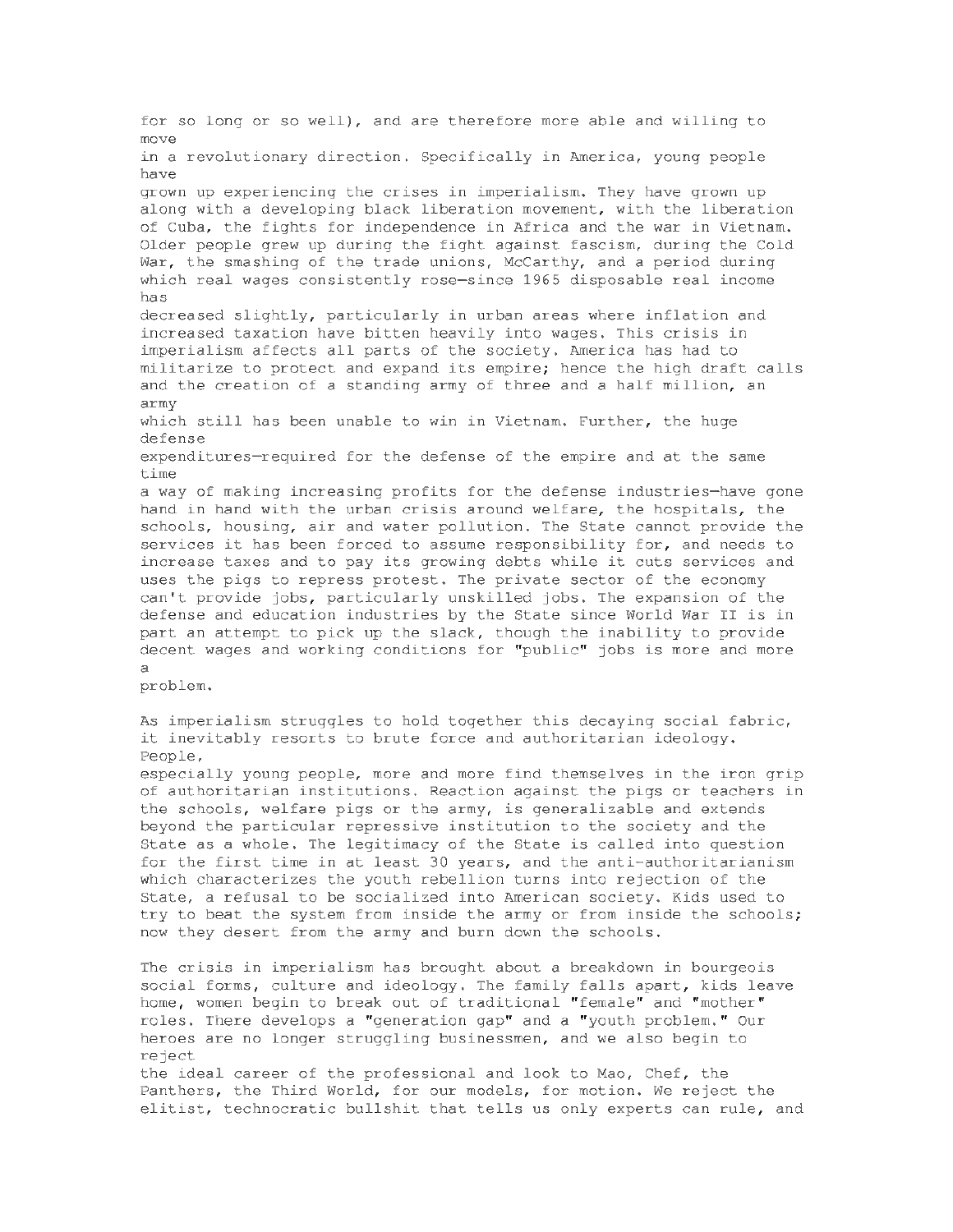for so long or so well), and are therefore more able and willing to move in a revolutionary direction. Specifically in America, young people have grown up experiencing the crises in imperialism. They have grown up along with a developing black liberation movement, with the liberation of Cuba, the fights for independence in Africa and the war in Vietnam. Older people grew up during the fight against fascism, during the Cold War, the smashing of the trade unions, McCarthy, and a period during which real wages consistently rose—since 1965 disposable real income has decreased slightly, particularly in urban areas where inflation and increased taxation have bitten heavily into wages. This crisis in imperialism affects all parts of the society. America has had to militarize to protect and expand its empire; hence the high draft calls and the creation of a standing army of three and a half million, an army which still has been unable to win in Vietnam. Further, the huge defense expenditures—required for the defense of the empire and at the same time a way of making increasing profits for the defense industries—have gone hand in hand with the urban crisis around welfare, the hospitals, the schools, housing, air and water pollution. The State cannot provide the services it has been forced to assume responsibility for, and needs to increase taxes and to pay its growing debts while it cuts services and uses the pigs to repress protest. The private sector of the economy can't provide jobs, particularly unskilled jobs. The expansion of the defense and education industries by the State since World War II is in part an attempt to pick up the slack, though the inability to provide decent wages and working conditions for "public" jobs is more and more a problem.

As imperialism struggles to hold together this decaying social fabric, it inevitably resorts to brute force and authoritarian ideology. People, especially young people, more and more find themselves in the iron grip of authoritarian institutions. Reaction against the pigs or teachers in the schools, welfare pigs or the army, is generalizable and extends beyond the particular repressive institution to the society and the State as a whole. The legitimacy of the State is called into question for the first time in at least 30 years, and the anti-authoritarianism which characterizes the youth rebellion turns into rejection of the State, a refusal to be socialized into American society. Kids used to try to beat the system from inside the army or from inside the schools; now they desert from the army and burn down the schools.

The crisis in imperialism has brought about a breakdown in bourgeois social forms, culture and ideology. The family falls apart, kids leave home, women begin to break out of traditional "female" and "mother" roles. There develops a "generation gap" and a "youth problem." Our heroes are no longer struggling businessmen, and we also begin to reject the ideal career of the professional and look to Mao, Chef, the Panthers, the Third World, for our models, for motion. We reject the elitist, technocratic bullshit that tells us only experts can rule, and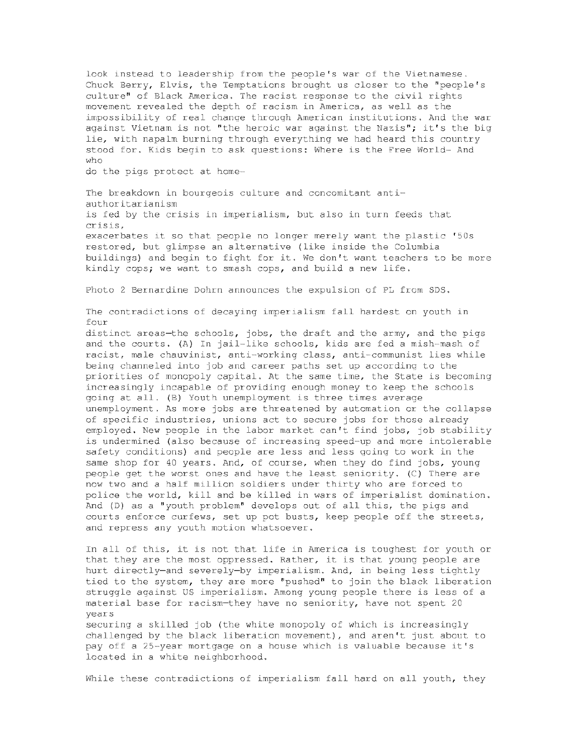look instead to leadership from the people's war of the Vietnamese. Chuck Berry, Elvis, the Temptations brought us closer to the "people's culture" of Black America. The racist response to the civil rights movement revealed the depth of racism in America, as well as the impossibility of real change through American institutions. And the war against Vietnam is not "the heroic war against the Nazis"; it's the big lie, with napalm burning through everything we had heard this country stood for. Kids begin to ask questions: Where is the Free World- And who do the pigs protect at home-

The breakdown in bourgeois culture and concomitant anti-authoritarianism is fed by the crisis in imperialism, but also in turn feeds that crisis, exacerbates it so that people no longer merely want the plastic '50s restored, but glimpse an alternative (like inside the Columbia buildings) and begin to fight for it. We don't want teachers to be more kindly cops; we want to smash cops, and build a new life.

Photo 2 Bernardine Dohrn announces the expulsion of PL from SDS.

The contradictions of decaying imperialism fall hardest on youth in four distinct areas—the schools, jobs, the draft and the army, and the pigs and the courts. (A) In jail-like schools, kids are fed a mish-mash of racist, male chauvinist, anti-working class, anti-communist lies while being channeled into job and career paths set up according to the priorities of monopoly capital. At the same time, the State is becoming increasingly incapable of providing enough money to keep the schools going at all. (B) Youth unemployment is three times average unemployment. As more jobs are threatened by automation or the collapse of specific industries, unions act to secure jobs for those already employed. New people in the labor market can't find jobs, job stability is undermined (also because of increasing speed-up and more intolerable safety conditions) and people are less and less going to work in the same shop for 40 years. And, of course, when they do find jobs, young people get the worst ones and have the least seniority. (C) There are now two and a half million soldiers under thirty who are forced to police the world, kill and be killed in wars of imperialist domination. And (D) as a "youth problem" develops out of all this, the pigs and courts enforce curfews, set up pot busts, keep people off the streets, and repress any youth motion whatsoever.

In all of this, it is not that life in America is toughest for youth or that they are the most oppressed. Rather, it is that young people are hurt directly—and severely—by imperialism. And, in being less tightly tied to the system, they are more "pushed" to join the black liberation struggle against US imperialism. Among young people there is less of a material base for racism—they have no seniority, have not spent 20 years securing a skilled job (the white monopoly of which is increasingly challenged by the black liberation movement), and aren't just about to pay off a 25-year mortgage on a house which is valuable because it's located in a white neighborhood.

While these contradictions of imperialism fall hard on all youth, they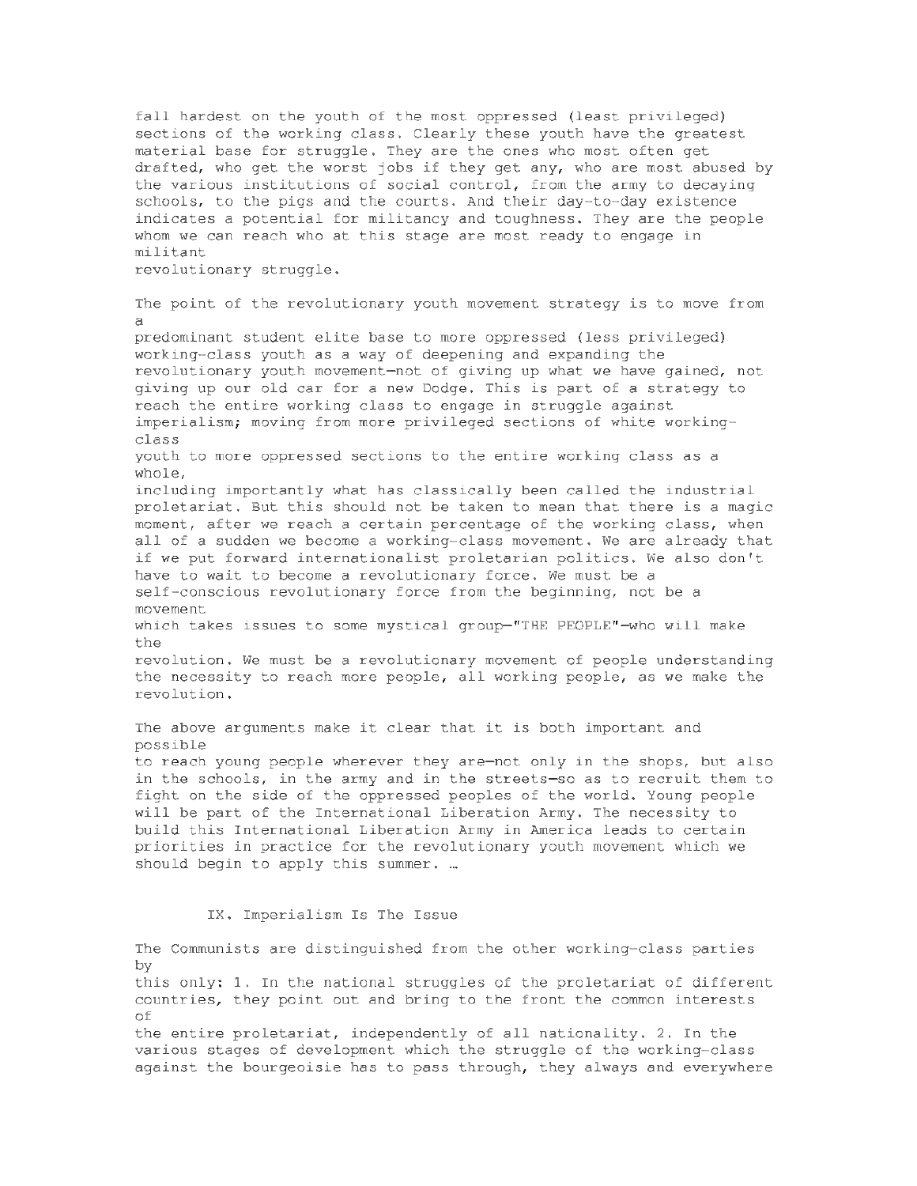fall hardest on the youth of the most oppressed (least privileged) sections of the working class. Clearly these youth have the greatest material base for struggle. They are the ones who most often get drafted, who get the worst jobs if they get any, who are most abused by the various institutions of social control, from the army to decaying schools, to the pigs and the courts. And their day-to-day existence indicates a potential for militancy and toughness. They are the people whom we can reach who at this stage are most ready to engage in militant revolutionary struggle.

The point of the revolutionary youth movement strategy is to move from a predominant student elite base to more oppressed (less privileged) working-class youth as a way of deepening and expanding the revolutionary youth movement—not of giving up what we have gained, not giving up our old car for a new Dodge. This is part of a strategy to reach the entire working class to engage in struggle against imperialism; moving from more privileged sections of white working-class youth to more oppressed sections to the entire working class as a whole, including importantly what has classically been called the industrial proletariat. But this should not be taken to mean that there is a magic moment, after we reach a certain percentage of the working class, when all of a sudden we become a working-class movement. We are already that if we put forward internationalist proletarian politics. We also don't have to wait to become a revolutionary force. We must be a self-conscious revolutionary force from the beginning, not be a movement which takes issues to some mystical group—"THE PEOPLE"—who will make the revolution. We must be a revolutionary movement of people understanding the necessity to reach more people, all working people, as we make the revolution.

The above arguments make it clear that it is both important and possible to reach young people wherever they are—not only in the shops, but also in the schools, in the army and in the streets—so as to recruit them to fight on the side of the oppressed peoples of the world. Young people will be part of the International Liberation Army. The necessity to build this International Liberation Army in America leads to certain priorities in practice for the revolutionary youth movement which we should begin to apply this summer. …

## IX. Imperialism Is The Issue

The Communists are distinguished from the other working-class parties by this only: 1. In the national struggles of the proletariat of different countries, they point out and bring to the front the common interests of the entire proletariat, independently of all nationality. 2. In the various stages of development which the struggle of the working-class against the bourgeoisie has to pass through, they always and everywhere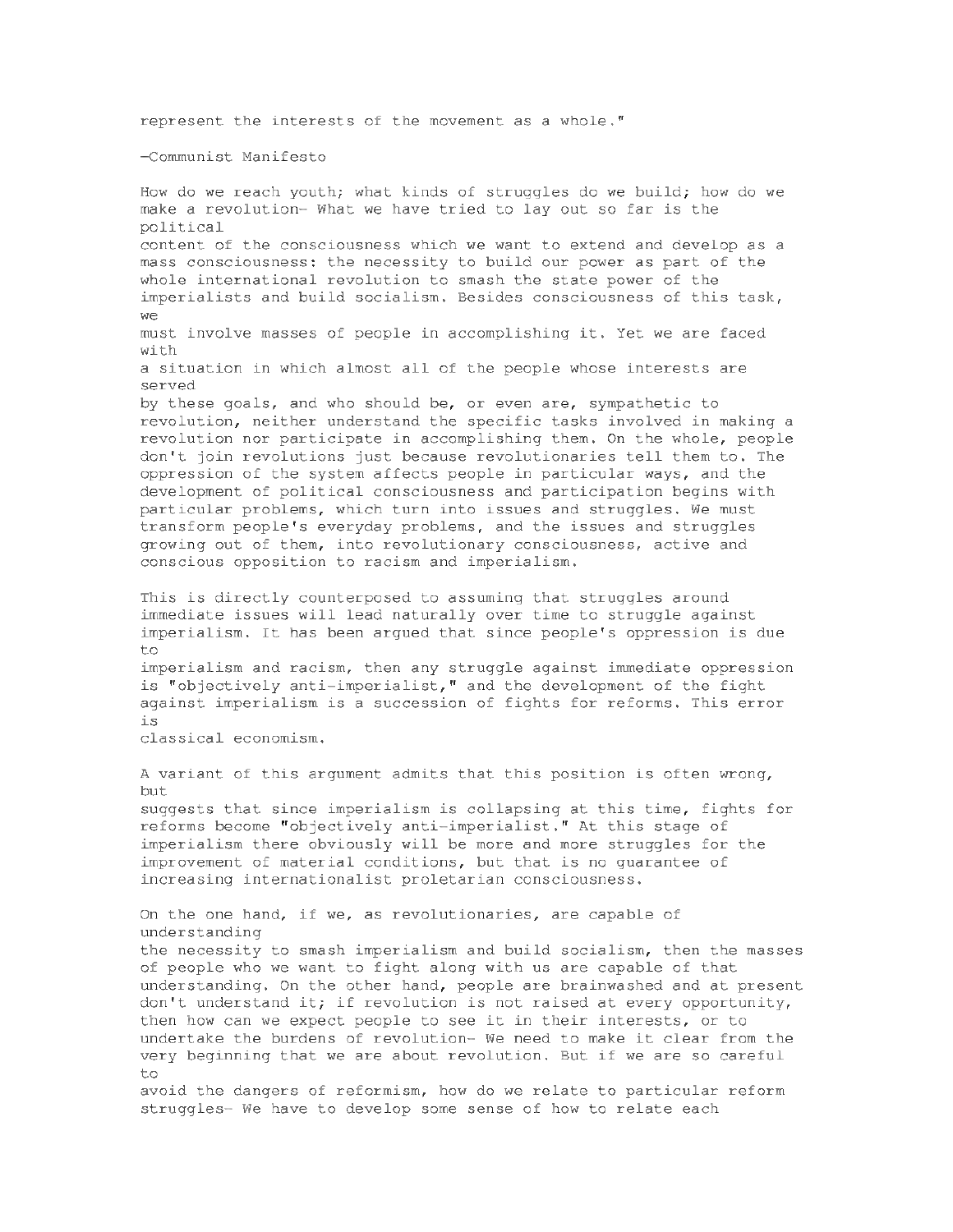represent the interests of the movement as a whole."

—Communist Manifesto

How do we reach youth; what kinds of struggles do we build; how do we make a revolution- What we have tried to lay out so far is the political content of the consciousness which we want to extend and develop as a mass consciousness: the necessity to build our power as part of the whole international revolution to smash the state power of the imperialists and build socialism. Besides consciousness of this task, we must involve masses of people in accomplishing it. Yet we are faced with a situation in which almost all of the people whose interests are served by these goals, and who should be, or even are, sympathetic to revolution, neither understand the specific tasks involved in making a revolution nor participate in accomplishing them. On the whole, people don't join revolutions just because revolutionaries tell them to. The oppression of the system affects people in particular ways, and the development of political consciousness and participation begins with particular problems, which turn into issues and struggles. We must transform people's everyday problems, and the issues and struggles growing out of them, into revolutionary consciousness, active and conscious opposition to racism and imperialism.

This is directly counterposed to assuming that struggles around immediate issues will lead naturally over time to struggle against imperialism. It has been argued that since people's oppression is due to imperialism and racism, then any struggle against immediate oppression is "objectively anti-imperialist," and the development of the fight against imperialism is a succession of fights for reforms. This error is classical economism.

A variant of this argument admits that this position is often wrong, but suggests that since imperialism is collapsing at this time, fights for reforms become "objectively anti-imperialist." At this stage of imperialism there obviously will be more and more struggles for the improvement of material conditions, but that is no guarantee of increasing internationalist proletarian consciousness.

On the one hand, if we, as revolutionaries, are capable of understanding the necessity to smash imperialism and build socialism, then the masses of people who we want to fight along with us are capable of that understanding. On the other hand, people are brainwashed and at present don't understand it; if revolution is not raised at every opportunity, then how can we expect people to see it in their interests, or to undertake the burdens of revolution- We need to make it clear from the very beginning that we are about revolution. But if we are so careful to avoid the dangers of reformism, how do we relate to particular reform struggles- We have to develop some sense of how to relate each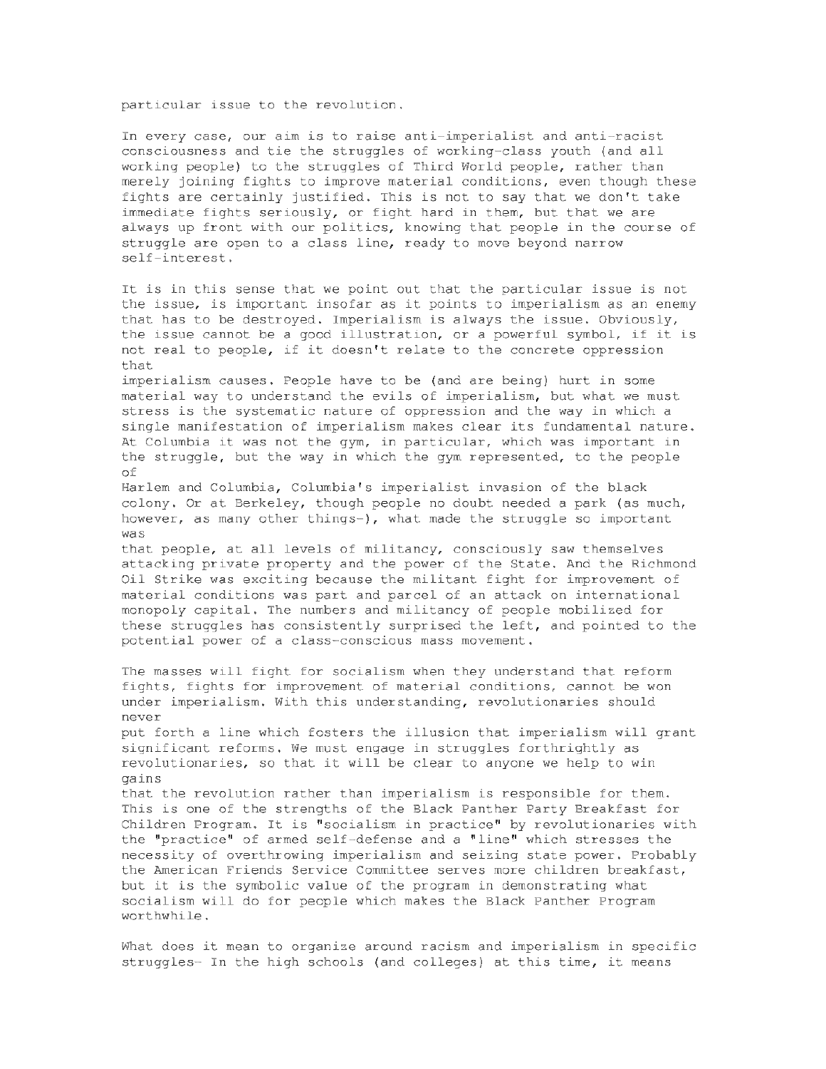particular issue to the revolution.

In every case, our aim is to raise anti-imperialist and anti-racist consciousness and tie the struggles of working-class youth (and all working people) to the struggles of Third World people, rather than merely joining fights to improve material conditions, even though these fights are certainly justified. This is not to say that we don't take immediate fights seriously, or fight hard in them, but that we are always up front with our politics, knowing that people in the course of struggle are open to a class line, ready to move beyond narrow self-interest.

It is in this sense that we point out that the particular issue is not the issue, is important insofar as it points to imperialism as an enemy that has to be destroyed. Imperialism is always the issue. Obviously, the issue cannot be a good illustration, or a powerful symbol, if it is not real to people, if it doesn't relate to the concrete oppression that imperialism causes. People have to be (and are being) hurt in some material way to understand the evils of imperialism, but what we must stress is the systematic nature of oppression and the way in which a single manifestation of imperialism makes clear its fundamental nature. At Columbia it was not the gym, in particular, which was important in the struggle, but the way in which the gym represented, to the people of Harlem and Columbia, Columbia's imperialist invasion of the black colony. Or at Berkeley, though people no doubt needed a park (as much, however, as many other things-), what made the struggle so important was that people, at all levels of militancy, consciously saw themselves attacking private property and the power of the State. And the Richmond Oil Strike was exciting because the militant fight for improvement of material conditions was part and parcel of an attack on international monopoly capital. The numbers and militancy of people mobilized for these struggles has consistently surprised the left, and pointed to the potential power of a class-conscious mass movement.

The masses will fight for socialism when they understand that reform fights, fights for improvement of material conditions, cannot be won under imperialism. With this understanding, revolutionaries should never put forth a line which fosters the illusion that imperialism will grant significant reforms. We must engage in struggles forthrightly as revolutionaries, so that it will be clear to anyone we help to win gains that the revolution rather than imperialism is responsible for them. This is one of the strengths of the Black Panther Party Breakfast for Children Program. It is "socialism in practice" by revolutionaries with the "practice" of armed self-defense and a "line" which stresses the necessity of overthrowing imperialism and seizing state power. Probably the American Friends Service Committee serves more children breakfast, but it is the symbolic value of the program in demonstrating what socialism will do for people which makes the Black Panther Program worthwhile.

What does it mean to organize around racism and imperialism in specific struggles- In the high schools (and colleges) at this time, it means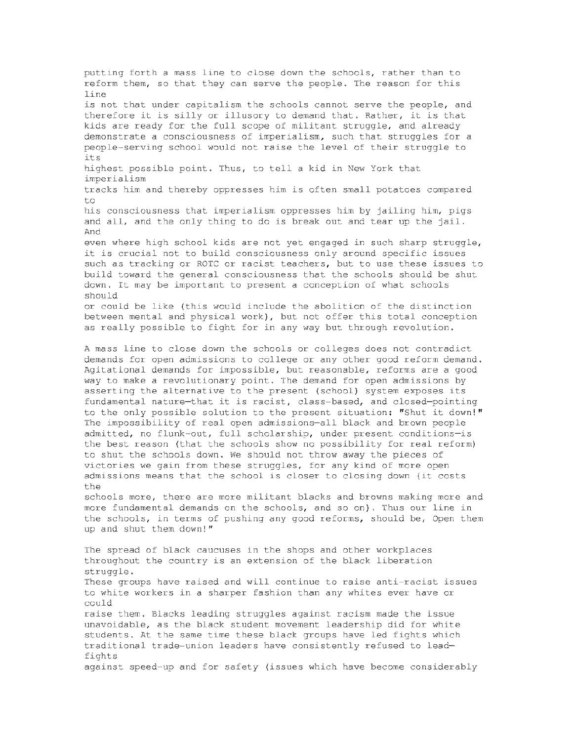putting forth a mass line to close down the schools, rather than to reform them, so that they can serve the people. The reason for this line is not that under capitalism the schools cannot serve the people, and therefore it is silly or illusory to demand that. Rather, it is that kids are ready for the full scope of militant struggle, and already demonstrate a consciousness of imperialism, such that struggles for a people-serving school would not raise the level of their struggle to its highest possible point. Thus, to tell a kid in New York that imperialism tracks him and thereby oppresses him is often small potatoes compared to his consciousness that imperialism oppresses him by jailing him, pigs and all, and the only thing to do is break out and tear up the jail. And even where high school kids are not yet engaged in such sharp struggle, it is crucial not to build consciousness only around specific issues such as tracking or ROTC or racist teachers, but to use these issues to build toward the general consciousness that the schools should be shut down. It may be important to present a conception of what schools should or could be like (this would include the abolition of the distinction between mental and physical work), but not offer this total conception as really possible to fight for in any way but through revolution.

A mass line to close down the schools or colleges does not contradict demands for open admissions to college or any other good reform demand. Agitational demands for impossible, but reasonable, reforms are a good way to make a revolutionary point. The demand for open admissions by asserting the alternative to the present (school) system exposes its fundamental nature—that it is racist, class-based, and closed—pointing to the only possible solution to the present situation: "Shut it down!" The impossibility of real open admissions—all black and brown people admitted, no flunk-out, full scholarship, under present conditions—is the best reason (that the schools show no possibility for real reform) to shut the schools down. We should not throw away the pieces of victories we gain from these struggles, for any kind of more open admissions means that the school is closer to closing down (it costs the schools more, there are more militant blacks and browns making more and more fundamental demands on the schools, and so on). Thus our line in the schools, in terms of pushing any good reforms, should be, Open them up and shut them down!"

The spread of black caucuses in the shops and other workplaces throughout the country is an extension of the black liberation struggle. These groups have raised and will continue to raise anti-racist issues to white workers in a sharper fashion than any whites ever have or could raise them. Blacks leading struggles against racism made the issue unavoidable, as the black student movement leadership did for white students. At the same time these black groups have led fights which traditional trade-union leaders have consistently refused to lead—fights against speed-up and for safety (issues which have become considerably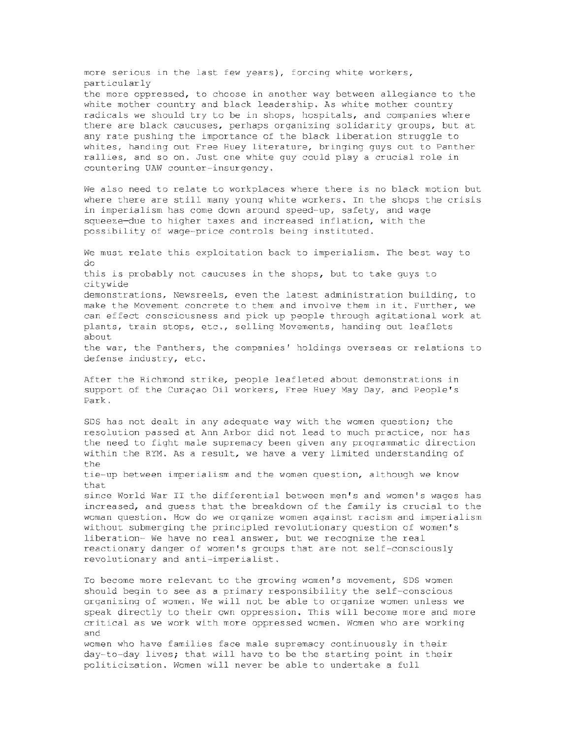more serious in the last few years), forcing white workers, particularly the more oppressed, to choose in another way between allegiance to the white mother country and black leadership. As white mother country radicals we should try to be in shops, hospitals, and companies where there are black caucuses, perhaps organizing solidarity groups, but at any rate pushing the importance of the black liberation struggle to whites, handing out Free Huey literature, bringing guys out to Panther rallies, and so on. Just one white guy could play a crucial role in countering UAW counter-insurgency.

We also need to relate to workplaces where there is no black motion but where there are still many young white workers. In the shops the crisis in imperialism has come down around speed-up, safety, and wage squeeze—due to higher taxes and increased inflation, with the possibility of wage-price controls being instituted.

We must relate this exploitation back to imperialism. The best way to do this is probably not caucuses in the shops, but to take guys to citywide demonstrations, Newsreels, even the latest administration building, to make the Movement concrete to them and involve them in it. Further, we can effect consciousness and pick up people through agitational work at plants, train stops, etc., selling Movements, handing out leaflets about the war, the Panthers, the companies' holdings overseas or relations to defense industry, etc.

After the Richmond strike, people leafleted about demonstrations in support of the Curaçao Oil workers, Free Huey May Day, and People's Park.

SDS has not dealt in any adequate way with the women question; the resolution passed at Ann Arbor did not lead to much practice, nor has the need to fight male supremacy been given any programmatic direction within the RYM. As a result, we have a very limited understanding of the tie-up between imperialism and the women question, although we know that since World War II the differential between men's and women's wages has increased, and guess that the breakdown of the family is crucial to the woman question. How do we organize women against racism and imperialism without submerging the principled revolutionary question of women's liberation- We have no real answer, but we recognize the real reactionary danger of women's groups that are not self-consciously revolutionary and anti-imperialist.

To become more relevant to the growing women's movement, SDS women should begin to see as a primary responsibility the self-conscious organizing of women. We will not be able to organize women unless we speak directly to their own oppression. This will become more and more critical as we work with more oppressed women. Women who are working and women who have families face male supremacy continuously in their day-to-day lives; that will have to be the starting point in their politicization. Women will never be able to undertake a full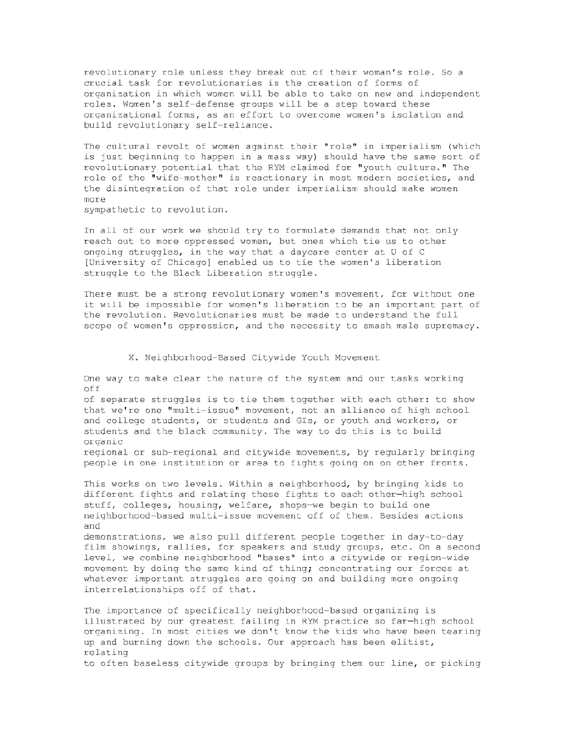revolutionary role unless they break out of their woman's role. So a crucial task for revolutionaries is the creation of forms of organization in which women will be able to take on new and independent roles. Women's self-defense groups will be a step toward these organizational forms, as an effort to overcome women's isolation and build revolutionary self-reliance.

The cultural revolt of women against their "role" in imperialism (which is just beginning to happen in a mass way) should have the same sort of revolutionary potential that the RYM claimed for "youth culture." The role of the "wife-mother" is reactionary in most modern societies, and the disintegration of that role under imperialism should make women more sympathetic to revolution.

In all of our work we should try to formulate demands that not only reach out to more oppressed women, but ones which tie us to other ongoing struggles, in the way that a daycare center at U of C [University of Chicago] enabled us to tie the women's liberation struggle to the Black Liberation struggle.

There must be a strong revolutionary women's movement, for without one it will be impossible for women's liberation to be an important part of the revolution. Revolutionaries must be made to understand the full scope of women's oppression, and the necessity to smash male supremacy.

## X. Neighborhood-Based Citywide Youth Movement

One way to make clear the nature of the system and our tasks working off of separate struggles is to tie them together with each other: to show that we're one "multi-issue" movement, not an alliance of high school and college students, or students and GIs, or youth and workers, or students and the black community. The way to do this is to build organic regional or sub-regional and citywide movements, by regularly bringing people in one institution or area to fights going on on other fronts.

This works on two levels. Within a neighborhood, by bringing kids to different fights and relating these fights to each other—high school stuff, colleges, housing, welfare, shops—we begin to build one neighborhood-based multi-issue movement off of them. Besides actions and demonstrations, we also pull different people together in day-to-day film showings, rallies, for speakers and study groups, etc. On a second level, we combine neighborhood "bases" into a citywide or region-wide movement by doing the same kind of thing; concentrating our forces at whatever important struggles are going on and building more ongoing interrelationships off of that.

The importance of specifically neighborhood-based organizing is illustrated by our greatest failing in RYM practice so far—high school organizing. In most cities we don't know the kids who have been tearing up and burning down the schools. Our approach has been elitist, relating to often baseless citywide groups by bringing them our line, or picking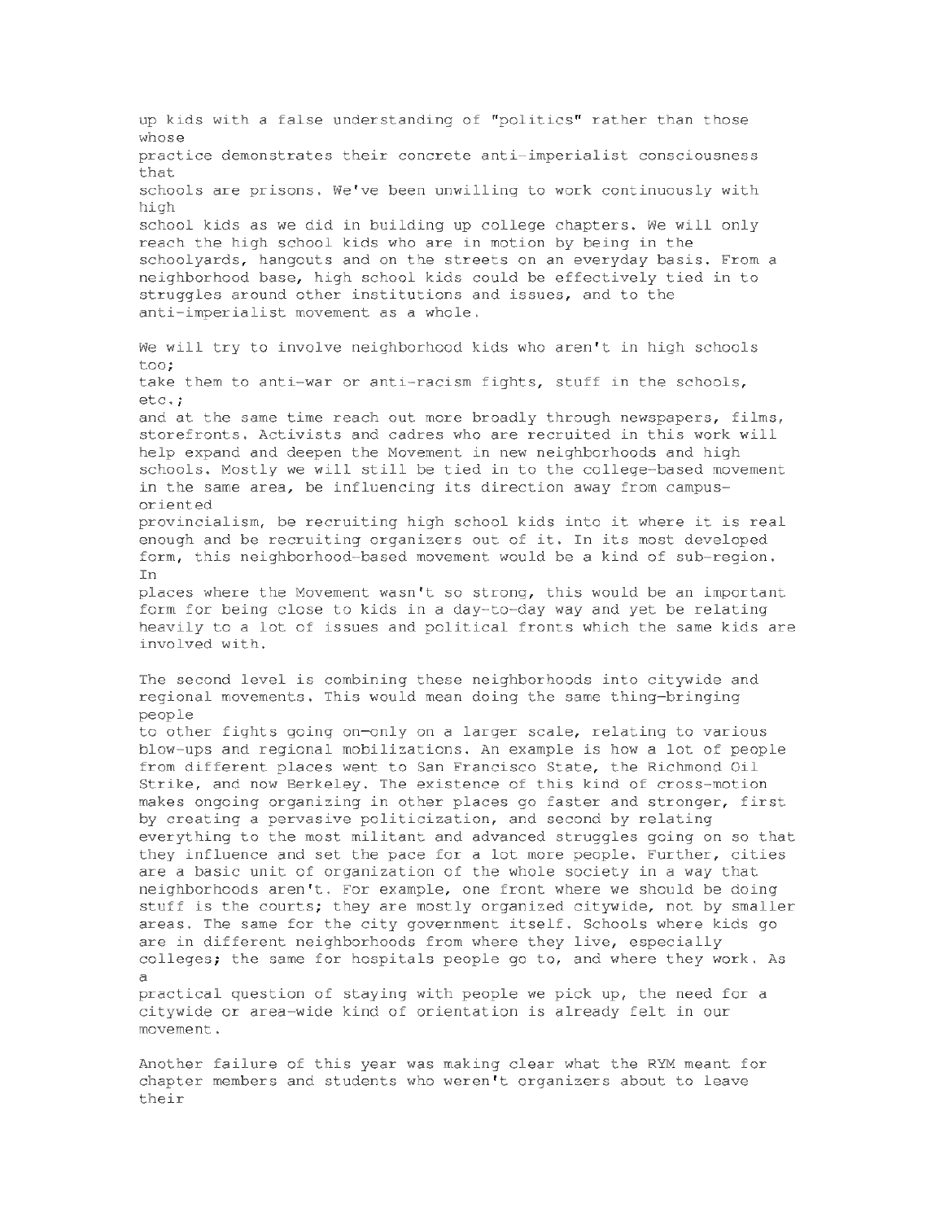up kids with a false understanding of "politics" rather than those whose practice demonstrates their concrete anti-imperialist consciousness that schools are prisons. We've been unwilling to work continuously with high school kids as we did in building up college chapters. We will only reach the high school kids who are in motion by being in the schoolyards, hangouts and on the streets on an everyday basis. From a neighborhood base, high school kids could be effectively tied in to struggles around other institutions and issues, and to the anti-imperialist movement as a whole.

We will try to involve neighborhood kids who aren't in high schools too; take them to anti-war or anti-racism fights, stuff in the schools, etc.; and at the same time reach out more broadly through newspapers, films, storefronts. Activists and cadres who are recruited in this work will help expand and deepen the Movement in new neighborhoods and high schools. Mostly we will still be tied in to the college-based movement in the same area, be influencing its direction away from campus-oriented provincialism, be recruiting high school kids into it where it is real enough and be recruiting organizers out of it. In its most developed form, this neighborhood-based movement would be a kind of sub-region. In places where the Movement wasn't so strong, this would be an important form for being close to kids in a day-to-day way and yet be relating heavily to a lot of issues and political fronts which the same kids are involved with.

The second level is combining these neighborhoods into citywide and regional movements. This would mean doing the same thing—bringing people to other fights going on—only on a larger scale, relating to various blow-ups and regional mobilizations. An example is how a lot of people from different places went to San Francisco State, the Richmond Oil Strike, and now Berkeley. The existence of this kind of cross-motion makes ongoing organizing in other places go faster and stronger, first by creating a pervasive politicization, and second by relating everything to the most militant and advanced struggles going on so that they influence and set the pace for a lot more people. Further, cities are a basic unit of organization of the whole society in a way that neighborhoods aren't. For example, one front where we should be doing stuff is the courts; they are mostly organized citywide, not by smaller areas. The same for the city government itself. Schools where kids go are in different neighborhoods from where they live, especially colleges; the same for hospitals people go to, and where they work. As a practical question of staying with people we pick up, the need for a citywide or area-wide kind of orientation is already felt in our movement.

Another failure of this year was making clear what the RYM meant for chapter members and students who weren't organizers about to leave their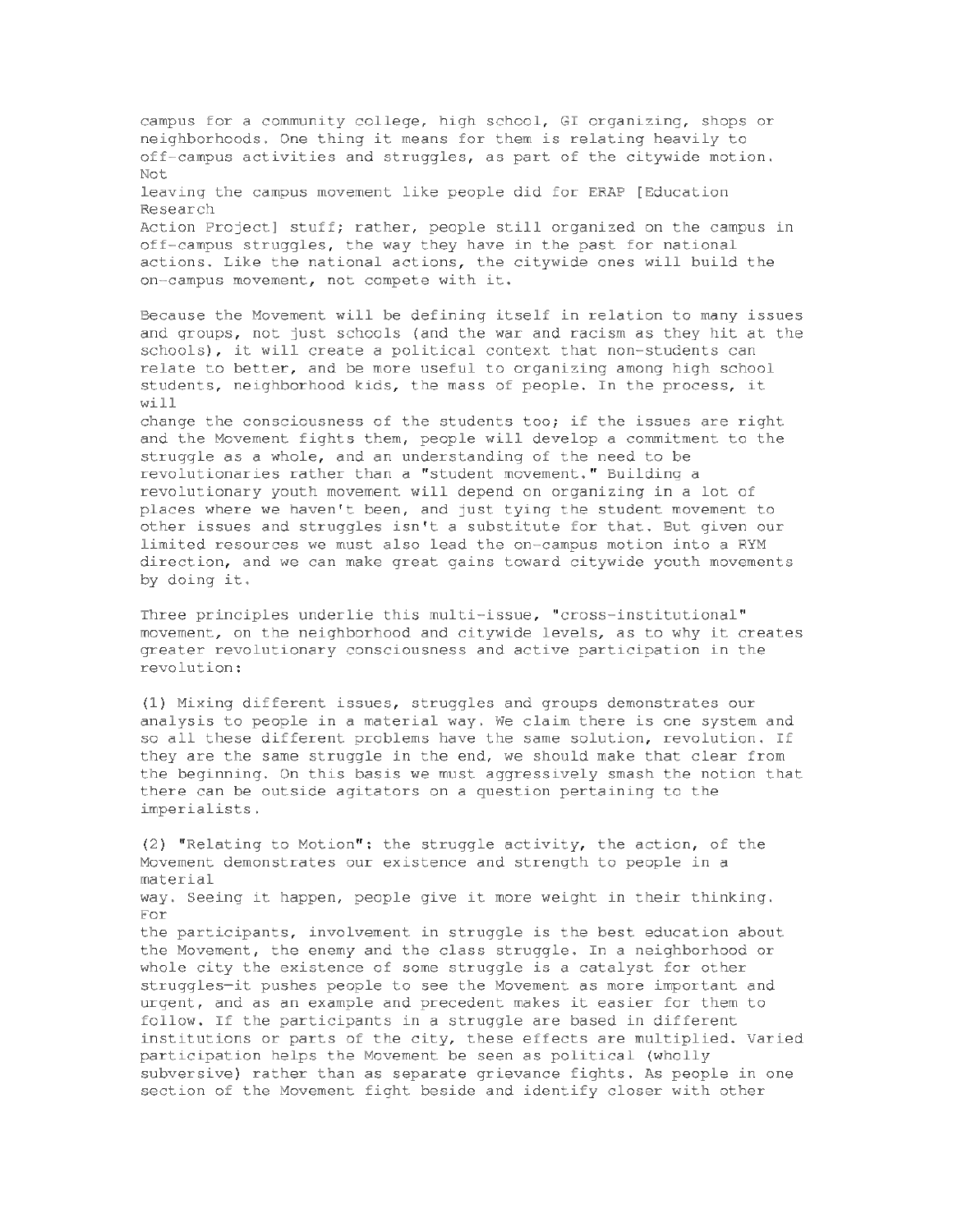campus for a community college, high school, GI organizing, shops or neighborhoods. One thing it means for them is relating heavily to off-campus activities and struggles, as part of the citywide motion. Not leaving the campus movement like people did for ERAP [Education Research Action Project] stuff; rather, people still organized on the campus in off-campus struggles, the way they have in the past for national actions. Like the national actions, the citywide ones will build the on-campus movement, not compete with it.

Because the Movement will be defining itself in relation to many issues and groups, not just schools (and the war and racism as they hit at the schools), it will create a political context that non-students can relate to better, and be more useful to organizing among high school students, neighborhood kids, the mass of people. In the process, it will change the consciousness of the students too; if the issues are right and the Movement fights them, people will develop a commitment to the struggle as a whole, and an understanding of the need to be revolutionaries rather than a "student movement." Building a revolutionary youth movement will depend on organizing in a lot of places where we haven't been, and just tying the student movement to other issues and struggles isn't a substitute for that. But given our limited resources we must also lead the on-campus motion into a RYM direction, and we can make great gains toward citywide youth movements by doing it.

Three principles underlie this multi-issue, "cross-institutional" movement, on the neighborhood and citywide levels, as to why it creates greater revolutionary consciousness and active participation in the revolution:

(1) Mixing different issues, struggles and groups demonstrates our analysis to people in a material way. We claim there is one system and so all these different problems have the same solution, revolution. If they are the same struggle in the end, we should make that clear from the beginning. On this basis we must aggressively smash the notion that there can be outside agitators on a question pertaining to the imperialists.

(2) "Relating to Motion": the struggle activity, the action, of the Movement demonstrates our existence and strength to people in a material way. Seeing it happen, people give it more weight in their thinking. For the participants, involvement in struggle is the best education about the Movement, the enemy and the class struggle. In a neighborhood or whole city the existence of some struggle is a catalyst for other struggles—it pushes people to see the Movement as more important and urgent, and as an example and precedent makes it easier for them to follow. If the participants in a struggle are based in different institutions or parts of the city, these effects are multiplied. Varied participation helps the Movement be seen as political (wholly subversive) rather than as separate grievance fights. As people in one section of the Movement fight beside and identify closer with other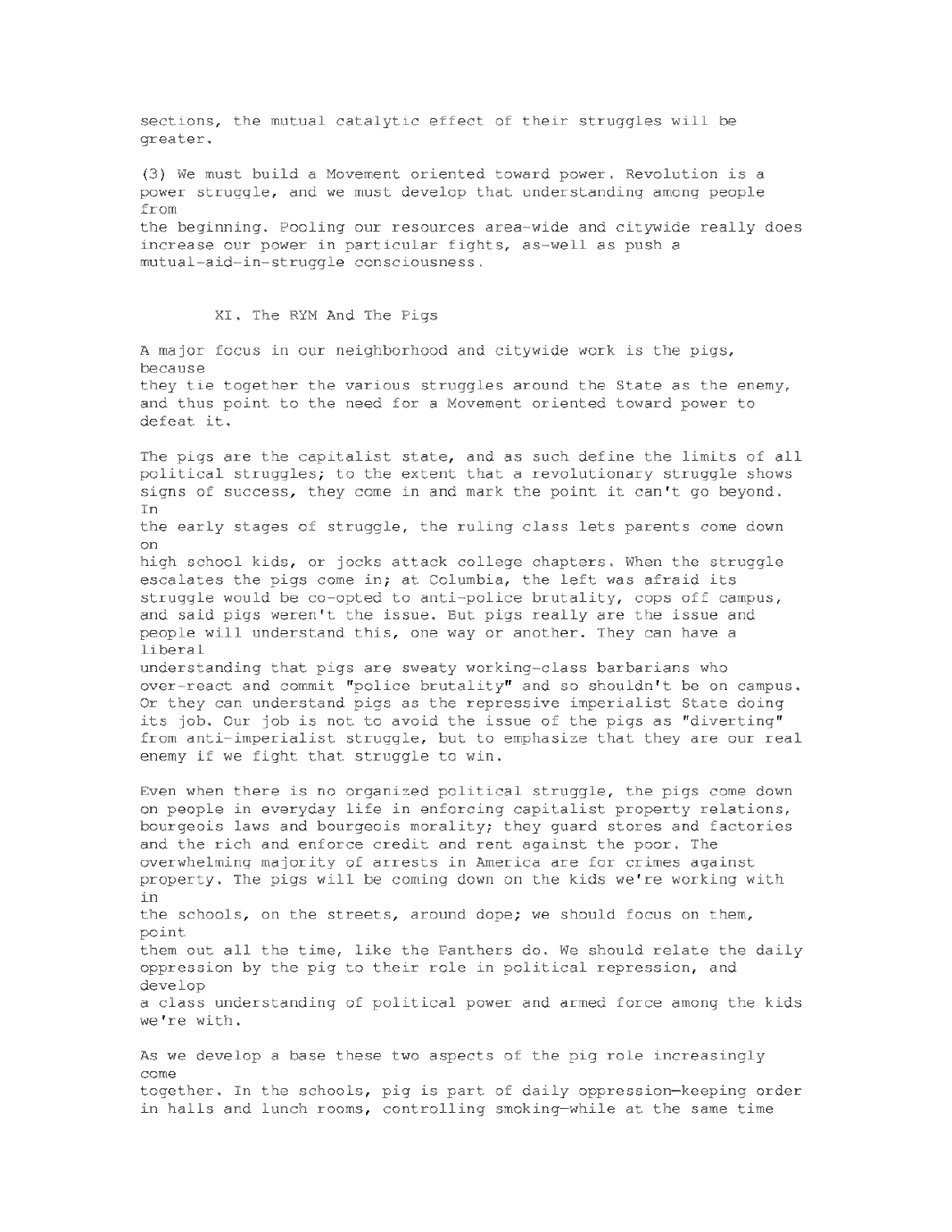sections, the mutual catalytic effect of their struggles will be greater.

(3) We must build a Movement oriented toward power. Revolution is a power struggle, and we must develop that understanding among people from the beginning. Pooling our resources area-wide and citywide really does increase our power in particular fights, as-well as push a mutual-aid-in-struggle consciousness.

## XI. The RYM And The Pigs

A major focus in our neighborhood and citywide work is the pigs, because they tie together the various struggles around the State as the enemy, and thus point to the need for a Movement oriented toward power to defeat it.

The pigs are the capitalist state, and as such define the limits of all political struggles; to the extent that a revolutionary struggle shows signs of success, they come in and mark the point it can't go beyond. In the early stages of struggle, the ruling class lets parents come down on high school kids, or jocks attack college chapters. When the struggle escalates the pigs come in; at Columbia, the left was afraid its struggle would be co-opted to anti-police brutality, cops off campus, and said pigs weren't the issue. But pigs really are the issue and people will understand this, one way or another. They can have a liberal understanding that pigs are sweaty working-class barbarians who over-react and commit "police brutality" and so shouldn't be on campus. Or they can understand pigs as the repressive imperialist State doing its job. Our job is not to avoid the issue of the pigs as "diverting" from anti-imperialist struggle, but to emphasize that they are our real enemy if we fight that struggle to win.

Even when there is no organized political struggle, the pigs come down on people in everyday life in enforcing capitalist property relations, bourgeois laws and bourgeois morality; they guard stores and factories and the rich and enforce credit and rent against the poor. The overwhelming majority of arrests in America are for crimes against property. The pigs will be coming down on the kids we're working with in the schools, on the streets, around dope; we should focus on them, point them out all the time, like the Panthers do. We should relate the daily oppression by the pig to their role in political repression, and develop a class understanding of political power and armed force among the kids we're with.

As we develop a base these two aspects of the pig role increasingly come together. In the schools, pig is part of daily oppression—keeping order in halls and lunch rooms, controlling smoking—while at the same time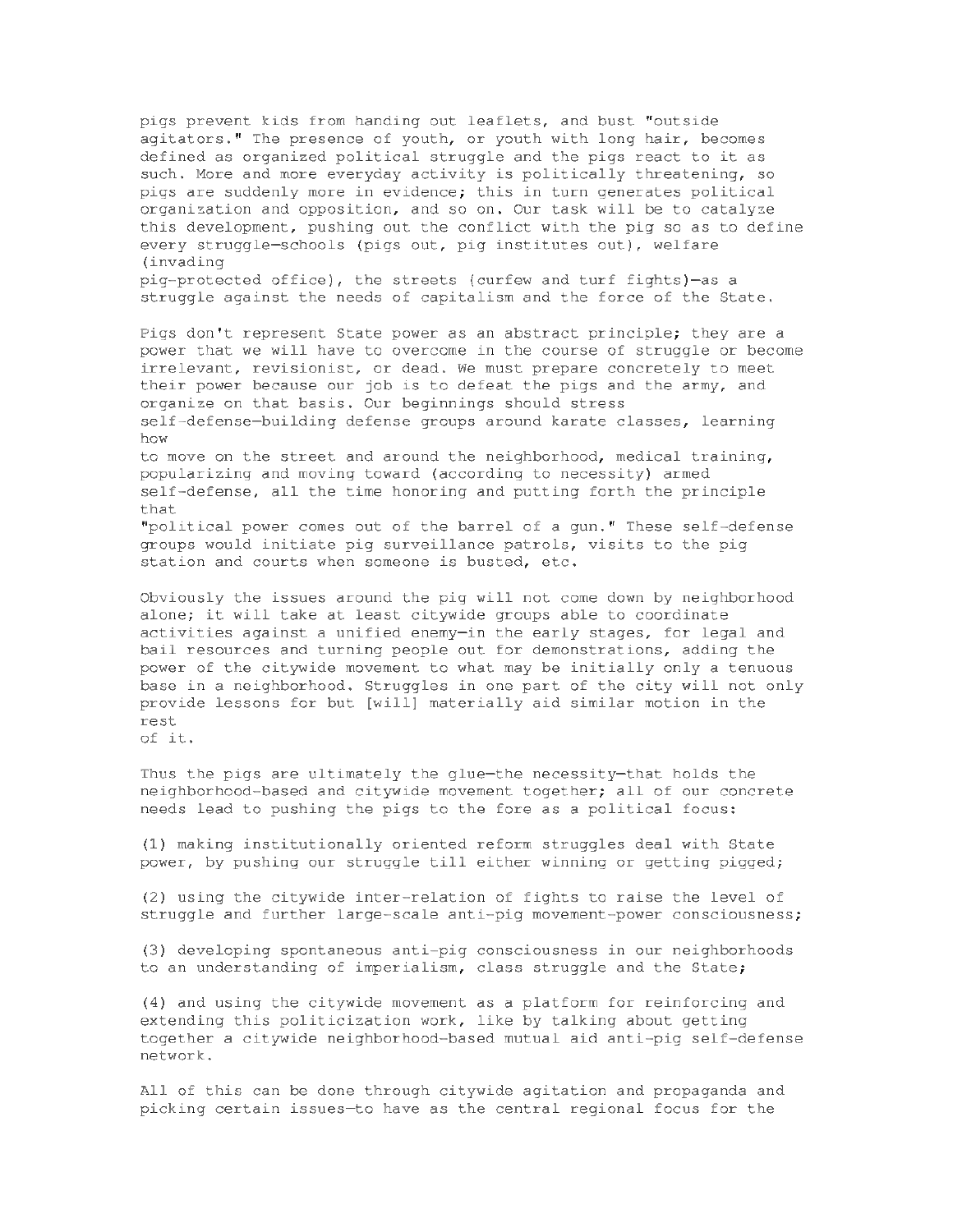pigs prevent kids from handing out leaflets, and bust "outside agitators." The presence of youth, or youth with long hair, becomes defined as organized political struggle and the pigs react to it as such. More and more everyday activity is politically threatening, so pigs are suddenly more in evidence; this in turn generates political organization and opposition, and so on. Our task will be to catalyze this development, pushing out the conflict with the pig so as to define every struggle—schools (pigs out, pig institutes out), welfare (invading pig-protected office), the streets (curfew and turf fights)—as a struggle against the needs of capitalism and the force of the State.

Pigs don't represent State power as an abstract principle; they are a power that we will have to overcome in the course of struggle or become irrelevant, revisionist, or dead. We must prepare concretely to meet their power because our job is to defeat the pigs and the army, and organize on that basis. Our beginnings should stress self-defense—building defense groups around karate classes, learning how to move on the street and around the neighborhood, medical training, popularizing and moving toward (according to necessity) armed self-defense, all the time honoring and putting forth the principle that "political power comes out of the barrel of a gun." These self-defense groups would initiate pig surveillance patrols, visits to the pig station and courts when someone is busted, etc.

Obviously the issues around the pig will not come down by neighborhood alone; it will take at least citywide groups able to coordinate activities against a unified enemy—in the early stages, for legal and bail resources and turning people out for demonstrations, adding the power of the citywide movement to what may be initially only a tenuous base in a neighborhood. Struggles in one part of the city will not only provide lessons for but [will] materially aid similar motion in the rest of it.

Thus the pigs are ultimately the glue—the necessity—that holds the neighborhood-based and citywide movement together; all of our concrete needs lead to pushing the pigs to the fore as a political focus:

(1) making institutionally oriented reform struggles deal with State power, by pushing our struggle till either winning or getting pigged;

(2) using the citywide inter-relation of fights to raise the level of struggle and further large-scale anti-pig movement-power consciousness;

(3) developing spontaneous anti-pig consciousness in our neighborhoods to an understanding of imperialism, class struggle and the State;

(4) and using the citywide movement as a platform for reinforcing and extending this politicization work, like by talking about getting together a citywide neighborhood-based mutual aid anti-pig self-defense network.

All of this can be done through citywide agitation and propaganda and picking certain issues—to have as the central regional focus for the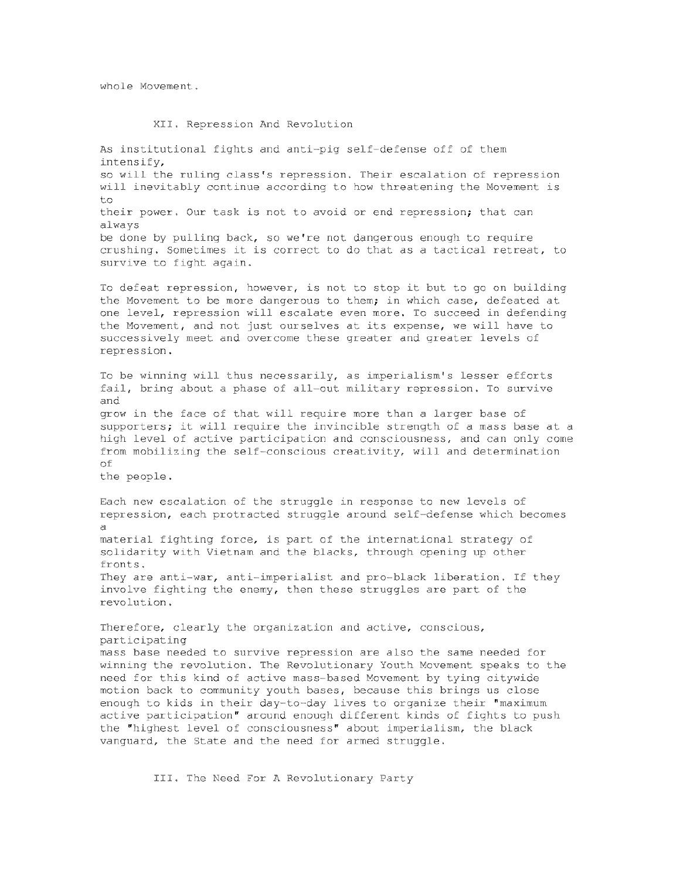whole Movement.

## XII. Repression And Revolution

As institutional fights and anti-pig self-defense off of them intensify, so will the ruling class's repression. Their escalation of repression will inevitably continue according to how threatening the Movement is to their power. Our task is not to avoid or end repression; that can always be done by pulling back, so we're not dangerous enough to require crushing. Sometimes it is correct to do that as a tactical retreat, to survive to fight again.

To defeat repression, however, is not to stop it but to go on building the Movement to be more dangerous to them; in which case, defeated at one level, repression will escalate even more. To succeed in defending the Movement, and not just ourselves at its expense, we will have to successively meet and overcome these greater and greater levels of repression.

To be winning will thus necessarily, as imperialism's lesser efforts fail, bring about a phase of all-out military repression. To survive and grow in the face of that will require more than a larger base of supporters; it will require the invincible strength of a mass base at a high level of active participation and consciousness, and can only come from mobilizing the self-conscious creativity, will and determination of the people.

Each new escalation of the struggle in response to new levels of repression, each protracted struggle around self-defense which becomes a material fighting force, is part of the international strategy of solidarity with Vietnam and the blacks, through opening up other fronts. They are anti-war, anti-imperialist and pro-black liberation. If they involve fighting the enemy, then these struggles are part of the revolution.

Therefore, clearly the organization and active, conscious, participating mass base needed to survive repression are also the same needed for winning the revolution. The Revolutionary Youth Movement speaks to the need for this kind of active mass-based Movement by tying citywide motion back to community youth bases, because this brings us close enough to kids in their day-to-day lives to organize their "maximum active participation" around enough different kinds of fights to push the "highest level of consciousness" about imperialism, the black vanguard, the State and the need for armed struggle.

## III. The Need For A Revolutionary Party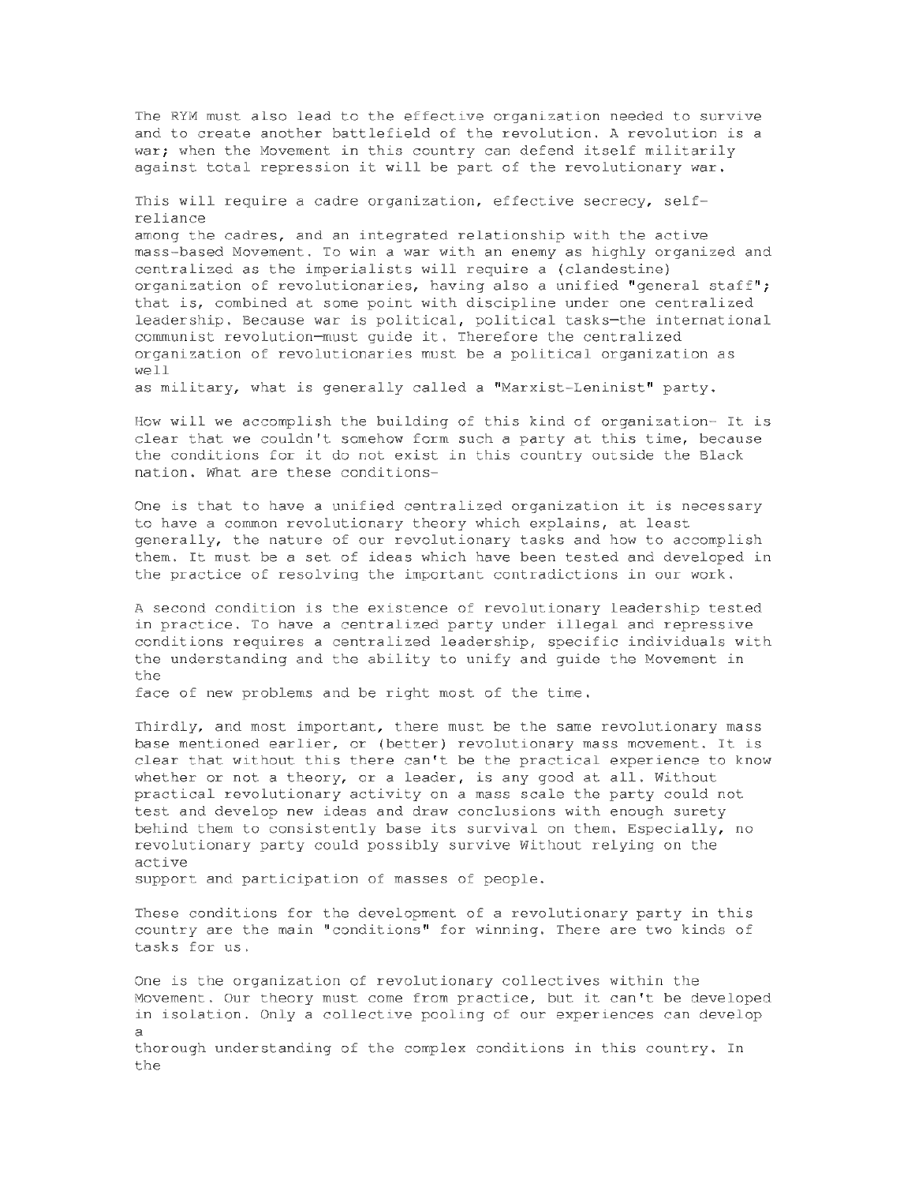The RYM must also lead to the effective organization needed to survive and to create another battlefield of the revolution. A revolution is a war; when the Movement in this country can defend itself militarily against total repression it will be part of the revolutionary war.

This will require a cadre organization, effective secrecy, self-reliance among the cadres, and an integrated relationship with the active mass-based Movement. To win a war with an enemy as highly organized and centralized as the imperialists will require a (clandestine) organization of revolutionaries, having also a unified "general staff"; that is, combined at some point with discipline under one centralized leadership. Because war is political, political tasks—the international communist revolution—must guide it. Therefore the centralized organization of revolutionaries must be a political organization as well as military, what is generally called a "Marxist-Leninist" party.

How will we accomplish the building of this kind of organization- It is clear that we couldn't somehow form such a party at this time, because the conditions for it do not exist in this country outside the Black nation. What are these conditions-

One is that to have a unified centralized organization it is necessary to have a common revolutionary theory which explains, at least generally, the nature of our revolutionary tasks and how to accomplish them. It must be a set of ideas which have been tested and developed in the practice of resolving the important contradictions in our work.

A second condition is the existence of revolutionary leadership tested in practice. To have a centralized party under illegal and repressive conditions requires a centralized leadership, specific individuals with the understanding and the ability to unify and guide the Movement in the face of new problems and be right most of the time.

Thirdly, and most important, there must be the same revolutionary mass base mentioned earlier, or (better) revolutionary mass movement. It is clear that without this there can't be the practical experience to know whether or not a theory, or a leader, is any good at all. Without practical revolutionary activity on a mass scale the party could not test and develop new ideas and draw conclusions with enough surety behind them to consistently base its survival on them. Especially, no revolutionary party could possibly survive Without relying on the active support and participation of masses of people.

These conditions for the development of a revolutionary party in this country are the main "conditions" for winning. There are two kinds of tasks for us.

One is the organization of revolutionary collectives within the Movement. Our theory must come from practice, but it can't be developed in isolation. Only a collective pooling of our experiences can develop a thorough understanding of the complex conditions in this country. In the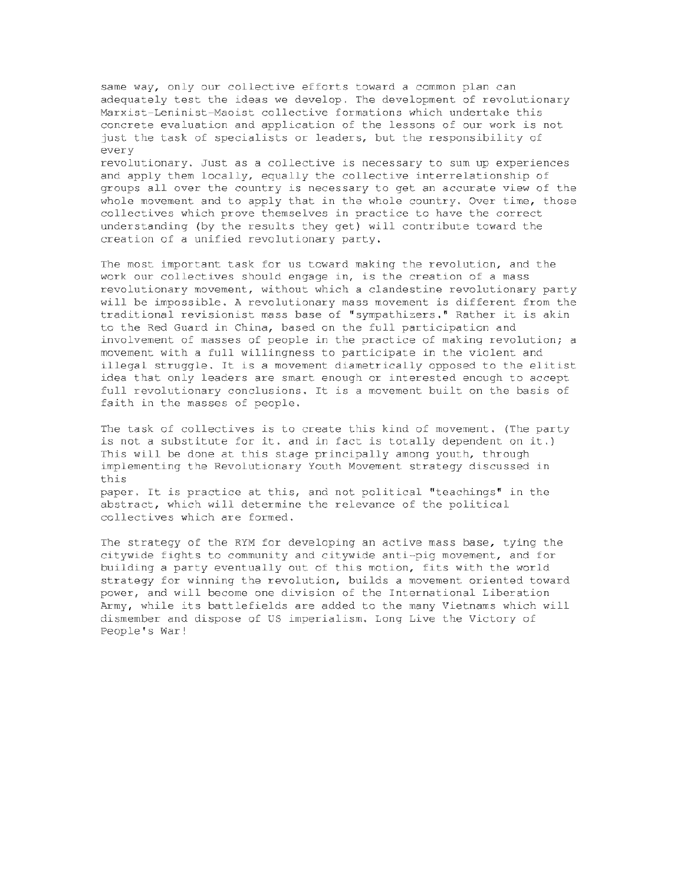same way, only our collective efforts toward a common plan can adequately test the ideas we develop. The development of revolutionary Marxist-Leninist-Maoist collective formations which undertake this concrete evaluation and application of the lessons of our work is not just the task of specialists or leaders, but the responsibility of every revolutionary. Just as a collective is necessary to sum up experiences and apply them locally, equally the collective interrelationship of groups all over the country is necessary to get an accurate view of the whole movement and to apply that in the whole country. Over time, those collectives which prove themselves in practice to have the correct understanding (by the results they get) will contribute toward the creation of a unified revolutionary party.

The most important task for us toward making the revolution, and the work our collectives should engage in, is the creation of a mass revolutionary movement, without which a clandestine revolutionary party will be impossible. A revolutionary mass movement is different from the traditional revisionist mass base of "sympathizers." Rather it is akin to the Red Guard in China, based on the full participation and involvement of masses of people in the practice of making revolution; a movement with a full willingness to participate in the violent and illegal struggle. It is a movement diametrically opposed to the elitist idea that only leaders are smart enough or interested enough to accept full revolutionary conclusions. It is a movement built on the basis of faith in the masses of people.

The task of collectives is to create this kind of movement. (The party is not a substitute for it, and in fact is totally dependent on it.) This will be done at this stage principally among youth, through implementing the Revolutionary Youth Movement strategy discussed in this paper. It is practice at this, and not political "teachings" in the abstract, which will determine the relevance of the political collectives which are formed.

The strategy of the RYM for developing an active mass base, tying the citywide fights to community and citywide anti-pig movement, and for building a party eventually out of this motion, fits with the world strategy for winning the revolution, builds a movement oriented toward power, and will become one division of the International Liberation Army, while its battlefields are added to the many Vietnams which will dismember and dispose of US imperialism. Long Live the Victory of People's War!